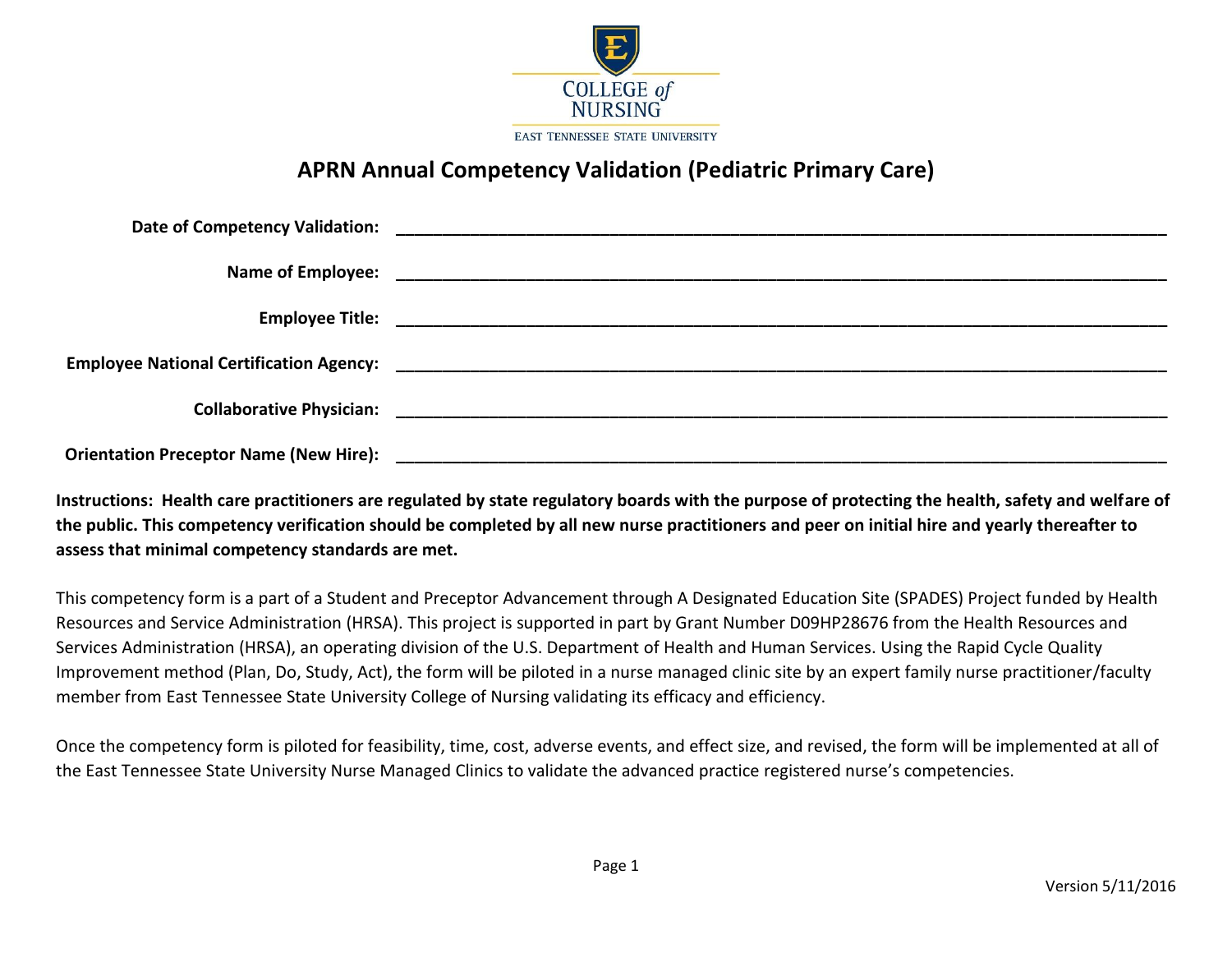COLLEGE *of* NURSING

EAST TENNESSEE STATE UNIVERSITY

# APRN Annual Competency Validation (Pediatric Primary Care)

**Date of Competency Validation:** ______________________________________________

**Name of Employee:** ______________________________________________

**Employee Title:** ______________________________________________

**Employee National Certification Agency:** ______________________________________________

**Collaborative Physician:** ______________________________________________

**Orientation Preceptor Name (New Hire):** ______________________________________________

**Instructions: Health care practitioners are regulated by state regulatory boards with the purpose of protecting the health, safety and welfare of the public. This competency verification should be completed by all new nurse practitioners and peer on initial hire and yearly thereafter to assess that minimal competency standards are met.**

This competency form is a part of a Student and Preceptor Advancement through A Designated Education Site (SPADES) Project funded by Health Resources and Service Administration (HRSA). This project is supported in part by Grant Number D09HP28676 from the Health Resources and Services Administration (HRSA), an operating division of the U.S. Department of Health and Human Services. Using the Rapid Cycle Quality Improvement method (Plan, Do, Study, Act), the form will be piloted in a nurse managed clinic site by an expert family nurse practitioner/faculty member from East Tennessee State University College of Nursing validating its efficacy and efficiency.

Once the competency form is piloted for feasibility, time, cost, adverse events, and effect size, and revised, the form will be implemented at all of the East Tennessee State University Nurse Managed Clinics to validate the advanced practice registered nurse's competencies.

Version 5/11/2016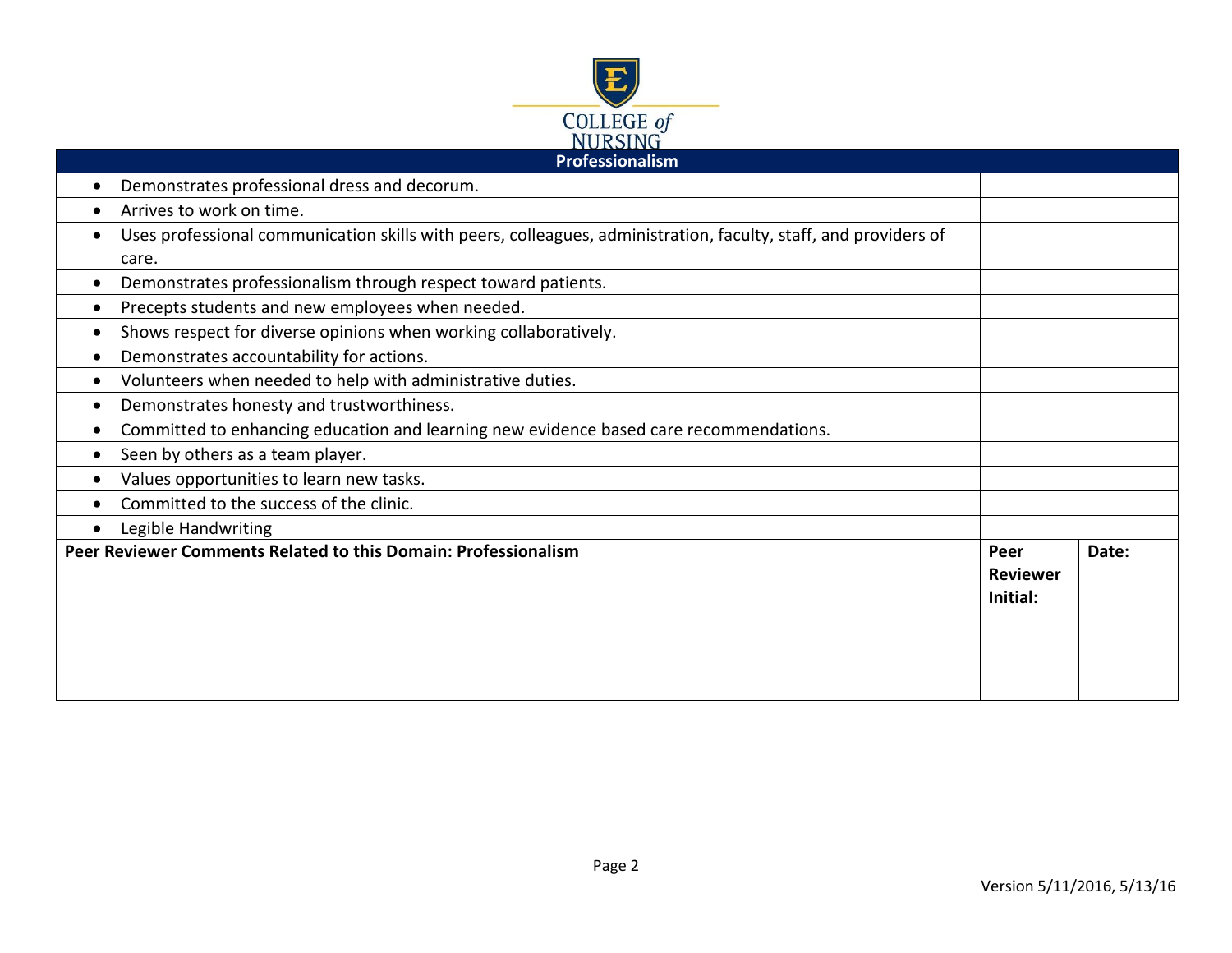COLLEGE of NURSING

| Professionalism | | |
| --- | --- | --- |
| • Demonstrates professional dress and decorum. | | |
| • Arrives to work on time. | | |
| • Uses professional communication skills with peers, colleagues, administration, faculty, staff, and providers of care. | | |
| • Demonstrates professionalism through respect toward patients. | | |
| • Precepts students and new employees when needed. | | |
| • Shows respect for diverse opinions when working collaboratively. | | |
| • Demonstrates accountability for actions. | | |
| • Volunteers when needed to help with administrative duties. | | |
| • Demonstrates honesty and trustworthiness. | | |
| • Committed to enhancing education and learning new evidence based care recommendations. | | |
| • Seen by others as a team player. | | |
| • Values opportunities to learn new tasks. | | |
| • Committed to the success of the clinic. | | |
| • Legible Handwriting | | |
| **Peer Reviewer Comments Related to this Domain: Professionalism** | **Peer Reviewer Initial:** | **Date:** |

Version 5/11/2016, 5/13/16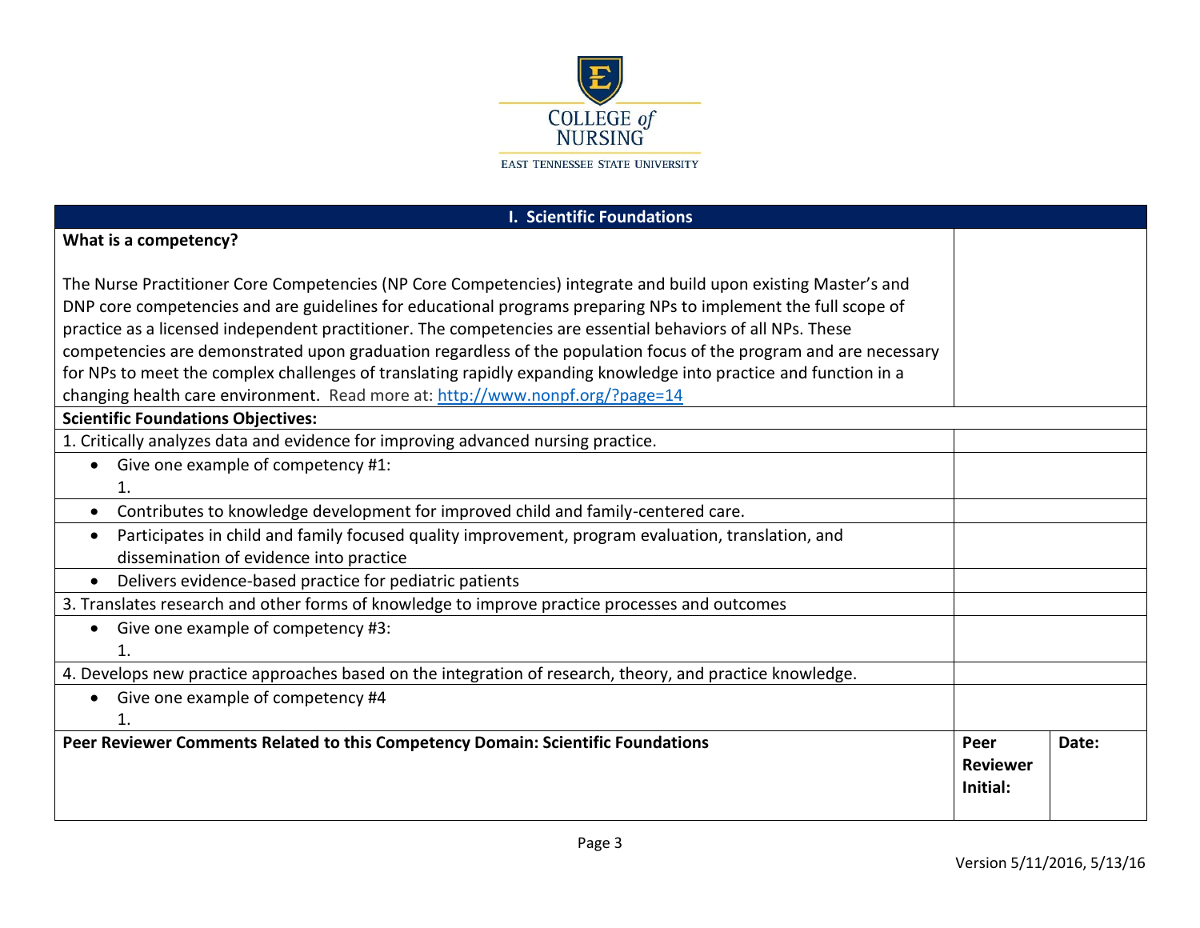COLLEGE of NURSING

EAST TENNESSEE STATE UNIVERSITY

| I. Scientific Foundations | | |
|---|---|---|
| **What is a competency?**<br><br>The Nurse Practitioner Core Competencies (NP Core Competencies) integrate and build upon existing Master's and DNP core competencies and are guidelines for educational programs preparing NPs to implement the full scope of practice as a licensed independent practitioner. The competencies are essential behaviors of all NPs. These competencies are demonstrated upon graduation regardless of the population focus of the program and are necessary for NPs to meet the complex challenges of translating rapidly expanding knowledge into practice and function in a changing health care environment. Read more at: [http://www.nonpf.org/?page=14](http://www.nonpf.org/?page=14) | | |
| **Scientific Foundations Objectives:** | | |
| 1. Critically analyzes data and evidence for improving advanced nursing practice. | | |
| • Give one example of competency #1:<br>1. | | |
| • Contributes to knowledge development for improved child and family-centered care. | | |
| • Participates in child and family focused quality improvement, program evaluation, translation, and dissemination of evidence into practice | | |
| • Delivers evidence-based practice for pediatric patients | | |
| 3. Translates research and other forms of knowledge to improve practice processes and outcomes | | |
| • Give one example of competency #3:<br>1. | | |
| 4. Develops new practice approaches based on the integration of research, theory, and practice knowledge. | | |
| • Give one example of competency #4<br>1. | | |
| **Peer Reviewer Comments Related to this Competency Domain: Scientific Foundations** | **Peer Reviewer Initial:** | **Date:** |

Version 5/11/2016, 5/13/16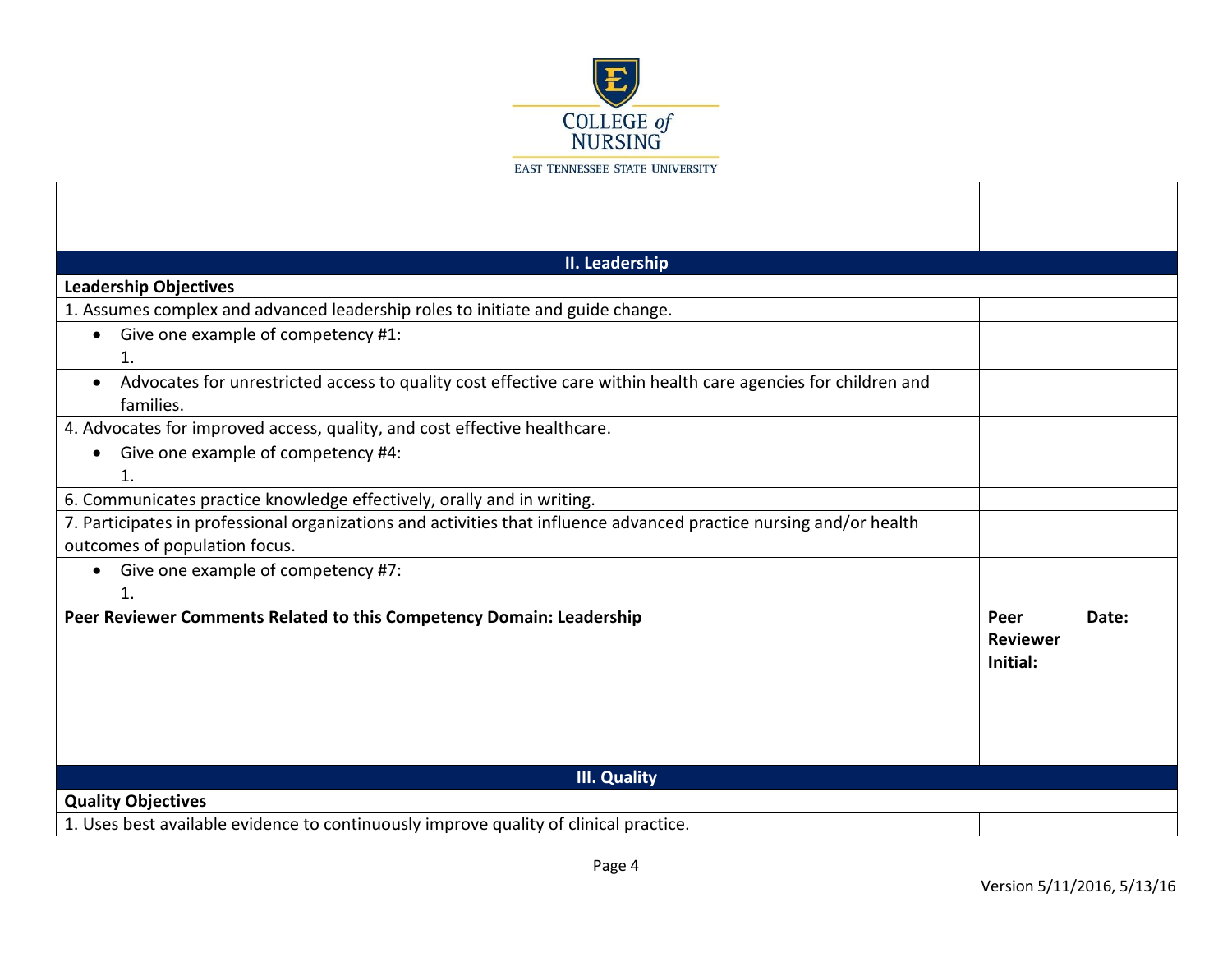| | | |
|---|---|---|
| | | |
| **II. Leadership** | | |
| **Leadership Objectives** | | |
| 1. Assumes complex and advanced leadership roles to initiate and guide change. | | |
| • Give one example of competency #1: <br> 1. | | |
| • Advocates for unrestricted access to quality cost effective care within health care agencies for children and families. | | |
| 4. Advocates for improved access, quality, and cost effective healthcare. | | |
| • Give one example of competency #4: <br> 1. | | |
| 6. Communicates practice knowledge effectively, orally and in writing. | | |
| 7. Participates in professional organizations and activities that influence advanced practice nursing and/or health outcomes of population focus. | | |
| • Give one example of competency #7: <br> 1. | | |
| **Peer Reviewer Comments Related to this Competency Domain: Leadership** | **Peer Reviewer Initial:** | **Date:** |
| **III. Quality** | | |
| **Quality Objectives** | | |
| 1. Uses best available evidence to continuously improve quality of clinical practice. | | |

Version 5/11/2016, 5/13/16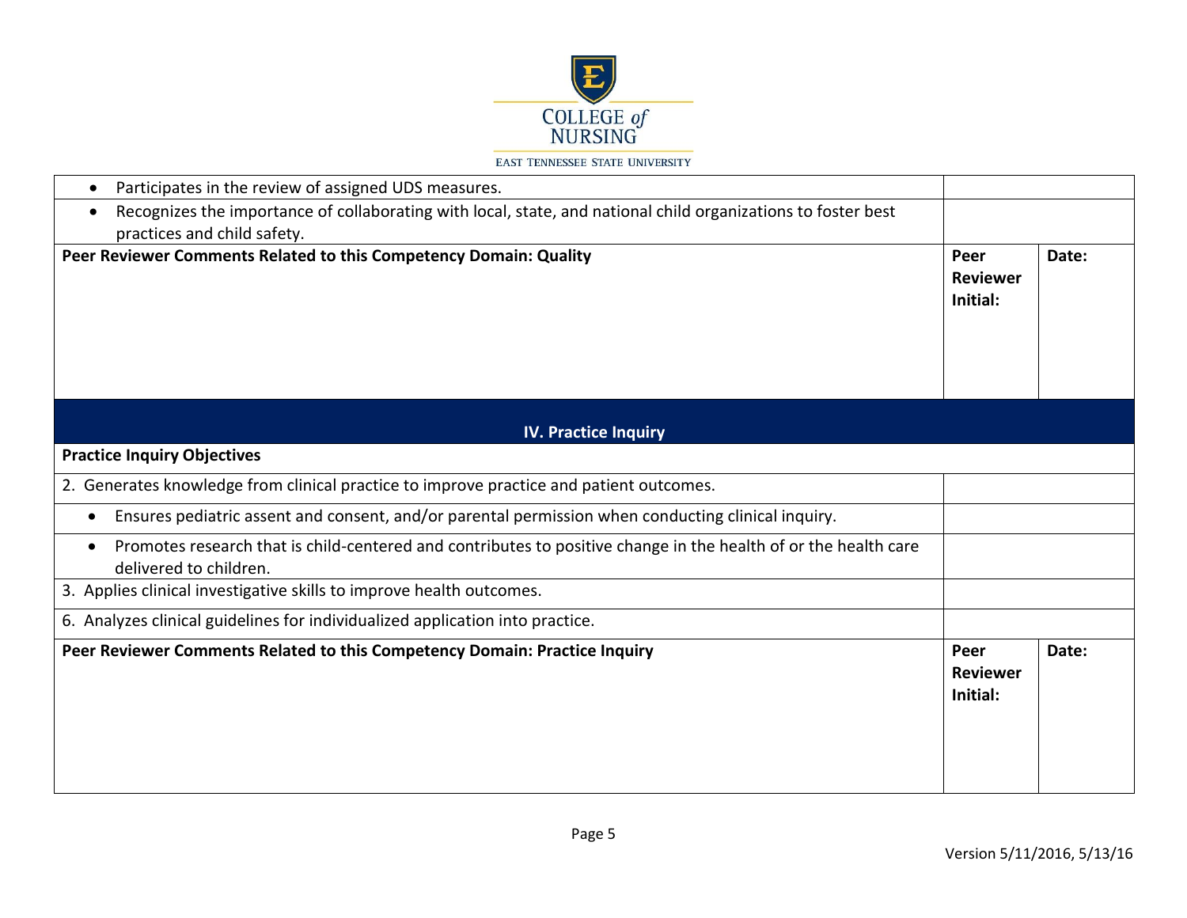| | | |
|---|---|---|
| • Participates in the review of assigned UDS measures. | | |
| • Recognizes the importance of collaborating with local, state, and national child organizations to foster best practices and child safety. | | |
| **Peer Reviewer Comments Related to this Competency Domain: Quality** | **Peer Reviewer Initial:** | **Date:** |

| **IV. Practice Inquiry** | | |
|---|---|---|
| **Practice Inquiry Objectives** | | |
| 2. Generates knowledge from clinical practice to improve practice and patient outcomes. | | |
| • Ensures pediatric assent and consent, and/or parental permission when conducting clinical inquiry. | | |
| • Promotes research that is child-centered and contributes to positive change in the health of or the health care delivered to children. | | |
| 3. Applies clinical investigative skills to improve health outcomes. | | |
| 6. Analyzes clinical guidelines for individualized application into practice. | | |
| **Peer Reviewer Comments Related to this Competency Domain: Practice Inquiry** | **Peer Reviewer Initial:** | **Date:** |

Version 5/11/2016, 5/13/16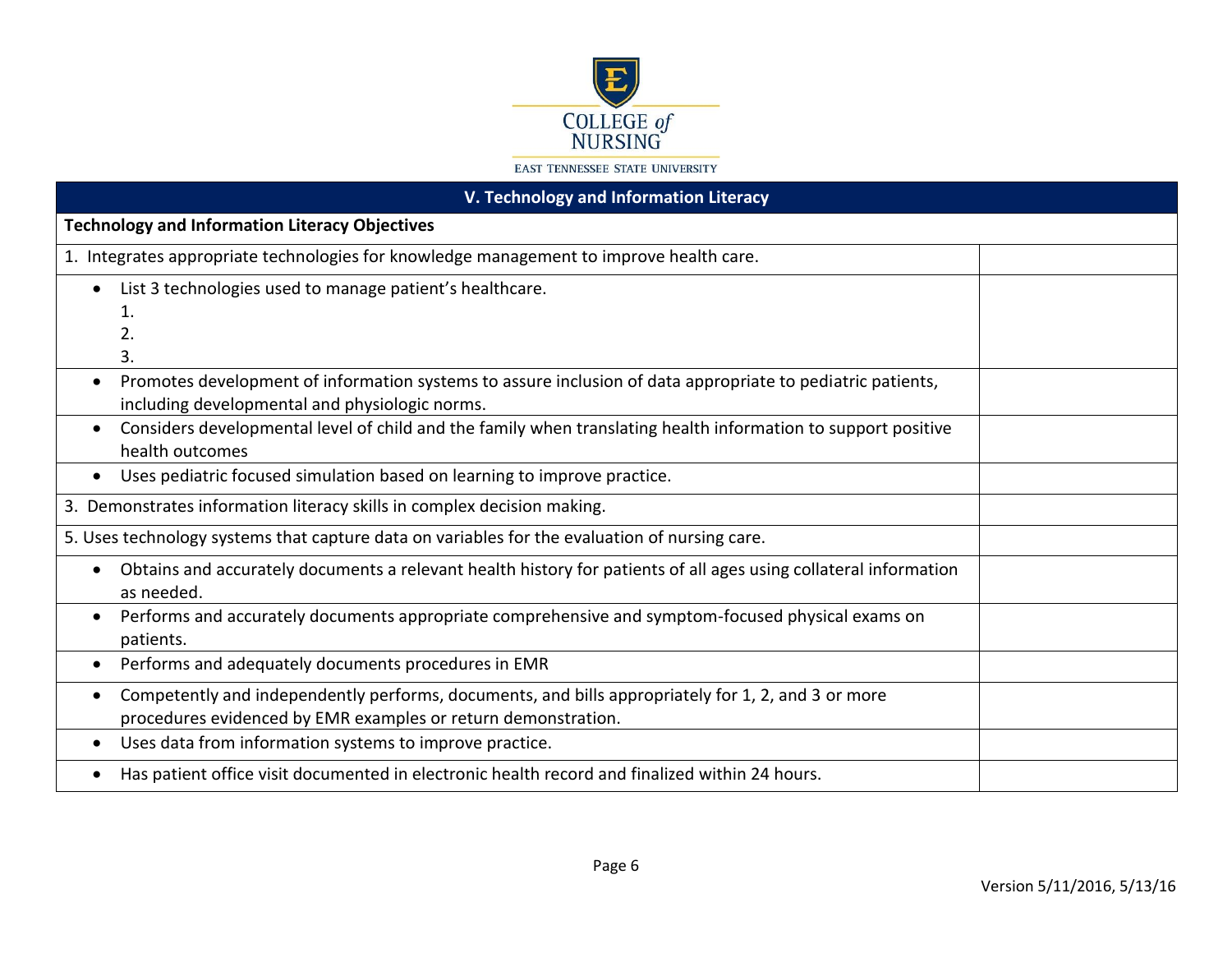| V. Technology and Information Literacy | |
|---|---|
| **Technology and Information Literacy Objectives** | |
| 1. Integrates appropriate technologies for knowledge management to improve health care. | |
| • List 3 technologies used to manage patient's healthcare.<br>1.<br>2.<br>3. | |
| • Promotes development of information systems to assure inclusion of data appropriate to pediatric patients, including developmental and physiologic norms. | |
| • Considers developmental level of child and the family when translating health information to support positive health outcomes | |
| • Uses pediatric focused simulation based on learning to improve practice. | |
| 3. Demonstrates information literacy skills in complex decision making. | |
| 5. Uses technology systems that capture data on variables for the evaluation of nursing care. | |
| • Obtains and accurately documents a relevant health history for patients of all ages using collateral information as needed. | |
| • Performs and accurately documents appropriate comprehensive and symptom-focused physical exams on patients. | |
| • Performs and adequately documents procedures in EMR | |
| • Competently and independently performs, documents, and bills appropriately for 1, 2, and 3 or more procedures evidenced by EMR examples or return demonstration. | |
| • Uses data from information systems to improve practice. | |
| • Has patient office visit documented in electronic health record and finalized within 24 hours. | |

Version 5/11/2016, 5/13/16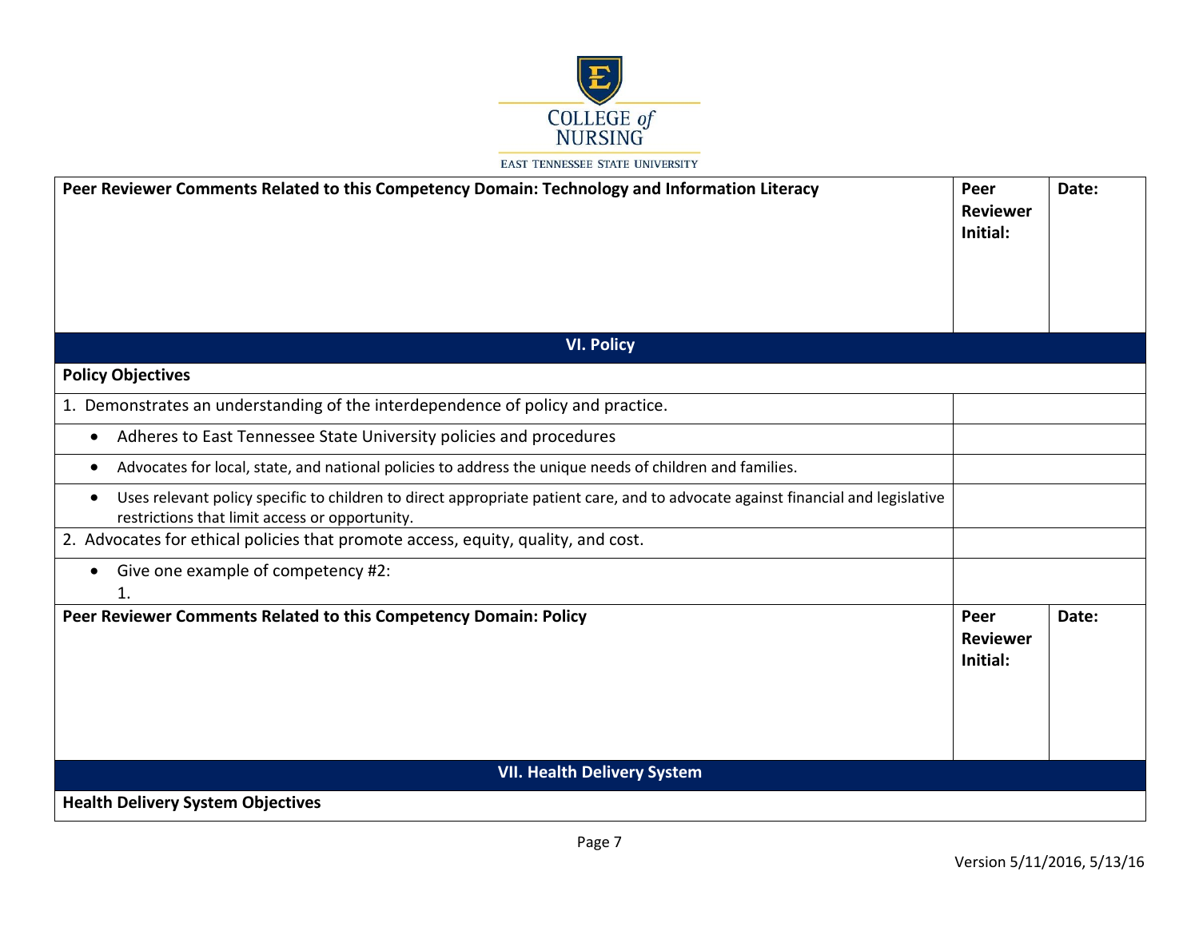| Peer Reviewer Comments Related to this Competency Domain: Technology and Information Literacy | Peer Reviewer Initial: | Date: |
|---|---|---|
| | | |

## VI. Policy

| Policy Objectives | |
|---|---|
| 1. Demonstrates an understanding of the interdependence of policy and practice. | |
| • Adheres to East Tennessee State University policies and procedures | |
| • Advocates for local, state, and national policies to address the unique needs of children and families. | |
| • Uses relevant policy specific to children to direct appropriate patient care, and to advocate against financial and legislative restrictions that limit access or opportunity. | |
| 2. Advocates for ethical policies that promote access, equity, quality, and cost. | |
| • Give one example of competency #2:<br>1. | |

| Peer Reviewer Comments Related to this Competency Domain: Policy | Peer Reviewer Initial: | Date: |
|---|---|---|
| | | |

## VII. Health Delivery System

**Health Delivery System Objectives**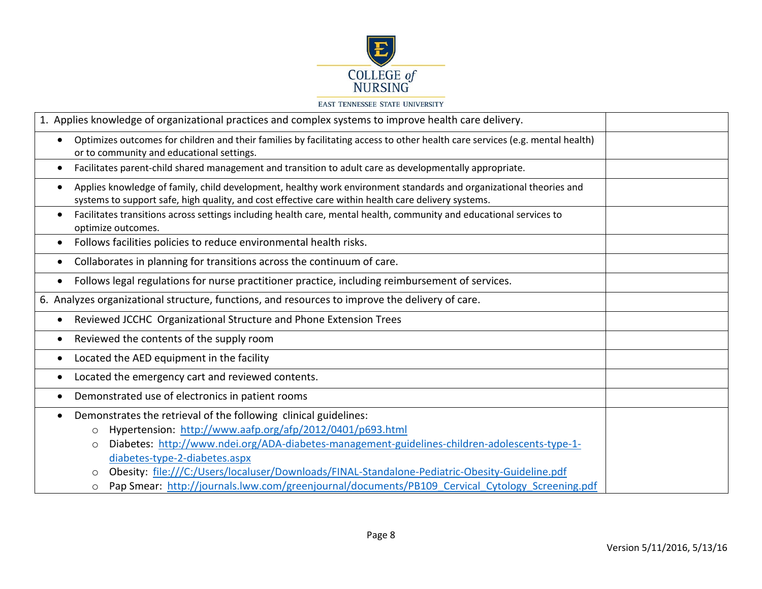COLLEGE of NURSING

EAST TENNESSEE STATE UNIVERSITY

| | |
|---|---|
| 1. Applies knowledge of organizational practices and complex systems to improve health care delivery. | |
| • Optimizes outcomes for children and their families by facilitating access to other health care services (e.g. mental health) or to community and educational settings. | |
| • Facilitates parent-child shared management and transition to adult care as developmentally appropriate. | |
| • Applies knowledge of family, child development, healthy work environment standards and organizational theories and systems to support safe, high quality, and cost effective care within health care delivery systems. | |
| • Facilitates transitions across settings including health care, mental health, community and educational services to optimize outcomes. | |
| • Follows facilities policies to reduce environmental health risks. | |
| • Collaborates in planning for transitions across the continuum of care. | |
| • Follows legal regulations for nurse practitioner practice, including reimbursement of services. | |
| 6. Analyzes organizational structure, functions, and resources to improve the delivery of care. | |
| • Reviewed JCCHC Organizational Structure and Phone Extension Trees | |
| • Reviewed the contents of the supply room | |
| • Located the AED equipment in the facility | |
| • Located the emergency cart and reviewed contents. | |
| • Demonstrated use of electronics in patient rooms | |
| • Demonstrates the retrieval of the following clinical guidelines:<br>○ Hypertension: http://www.aafp.org/afp/2012/0401/p693.html<br>○ Diabetes: http://www.ndei.org/ADA-diabetes-management-guidelines-children-adolescents-type-1-diabetes-type-2-diabetes.aspx<br>○ Obesity: file:///C:/Users/localuser/Downloads/FINAL-Standalone-Pediatric-Obesity-Guideline.pdf<br>○ Pap Smear: http://journals.lww.com/greenjournal/documents/PB109_Cervical_Cytology_Screening.pdf | |

Version 5/11/2016, 5/13/16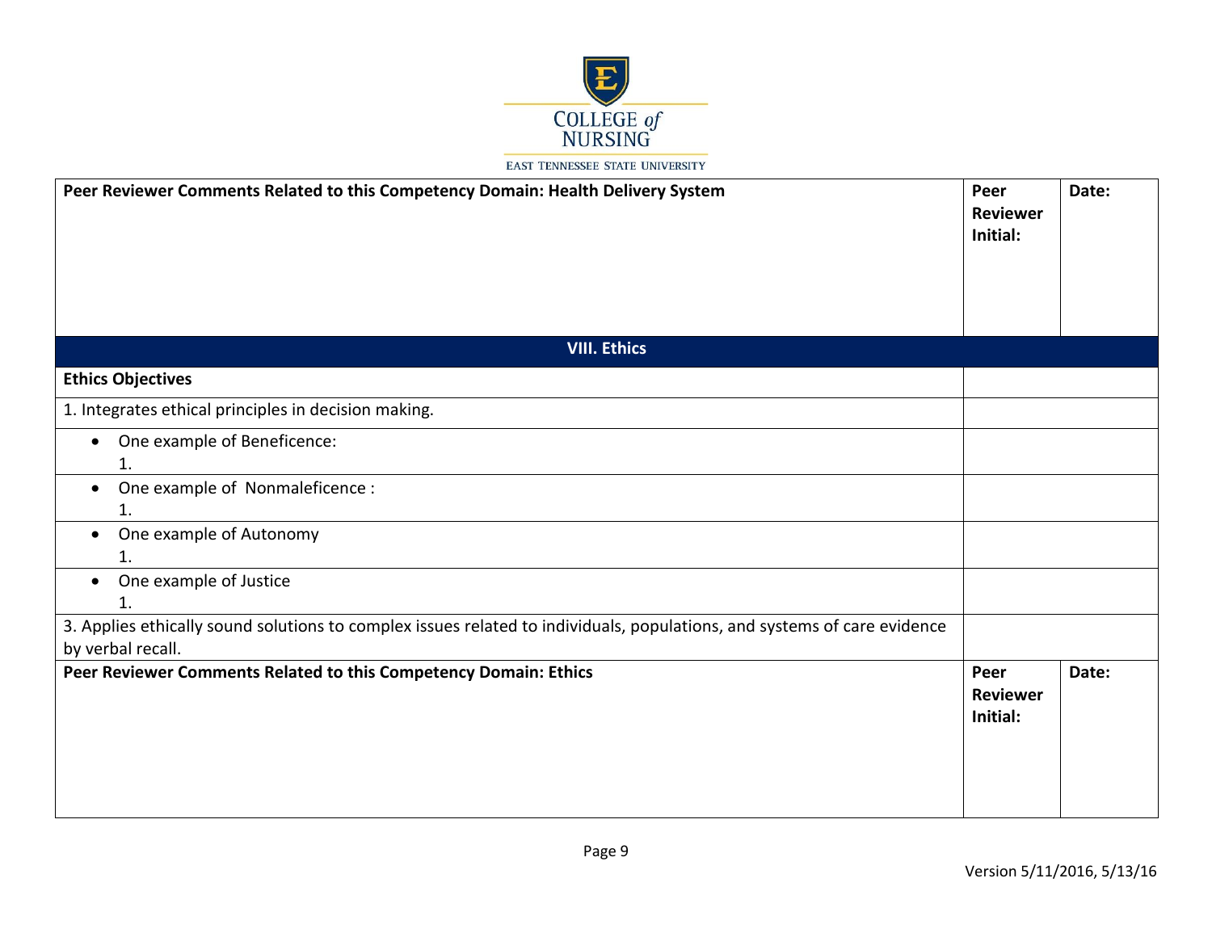| Peer Reviewer Comments Related to this Competency Domain: Health Delivery System | Peer Reviewer Initial: | Date: |
|---|---|---|

| VIII. Ethics | |
|---|---|
| **Ethics Objectives** | |
| 1. Integrates ethical principles in decision making. | |
| • One example of Beneficence:<br>1. | |
| • One example of Nonmaleficence :<br>1. | |
| • One example of Autonomy<br>1. | |
| • One example of Justice<br>1. | |
| 3. Applies ethically sound solutions to complex issues related to individuals, populations, and systems of care evidence by verbal recall. | |

| Peer Reviewer Comments Related to this Competency Domain: Ethics | Peer Reviewer Initial: | Date: |
|---|---|---|

Version 5/11/2016, 5/13/16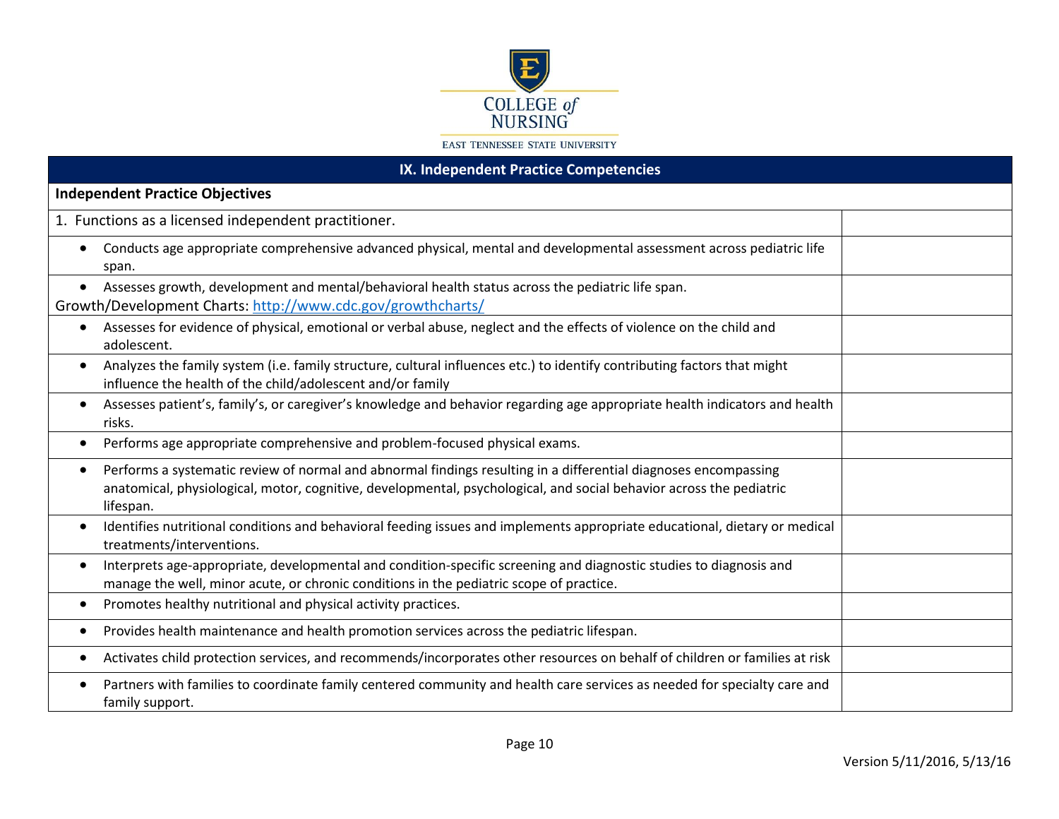| IX. Independent Practice Competencies | |
|---|---|
| **Independent Practice Objectives** | |
| 1. Functions as a licensed independent practitioner. | |
| • Conducts age appropriate comprehensive advanced physical, mental and developmental assessment across pediatric life span. | |
| • Assesses growth, development and mental/behavioral health status across the pediatric life span. Growth/Development Charts: [http://www.cdc.gov/growthcharts/](http://www.cdc.gov/growthcharts/) | |
| • Assesses for evidence of physical, emotional or verbal abuse, neglect and the effects of violence on the child and adolescent. | |
| • Analyzes the family system (i.e. family structure, cultural influences etc.) to identify contributing factors that might influence the health of the child/adolescent and/or family | |
| • Assesses patient's, family's, or caregiver's knowledge and behavior regarding age appropriate health indicators and health risks. | |
| • Performs age appropriate comprehensive and problem-focused physical exams. | |
| • Performs a systematic review of normal and abnormal findings resulting in a differential diagnoses encompassing anatomical, physiological, motor, cognitive, developmental, psychological, and social behavior across the pediatric lifespan. | |
| • Identifies nutritional conditions and behavioral feeding issues and implements appropriate educational, dietary or medical treatments/interventions. | |
| • Interprets age-appropriate, developmental and condition-specific screening and diagnostic studies to diagnosis and manage the well, minor acute, or chronic conditions in the pediatric scope of practice. | |
| • Promotes healthy nutritional and physical activity practices. | |
| • Provides health maintenance and health promotion services across the pediatric lifespan. | |
| • Activates child protection services, and recommends/incorporates other resources on behalf of children or families at risk | |
| • Partners with families to coordinate family centered community and health care services as needed for specialty care and family support. | |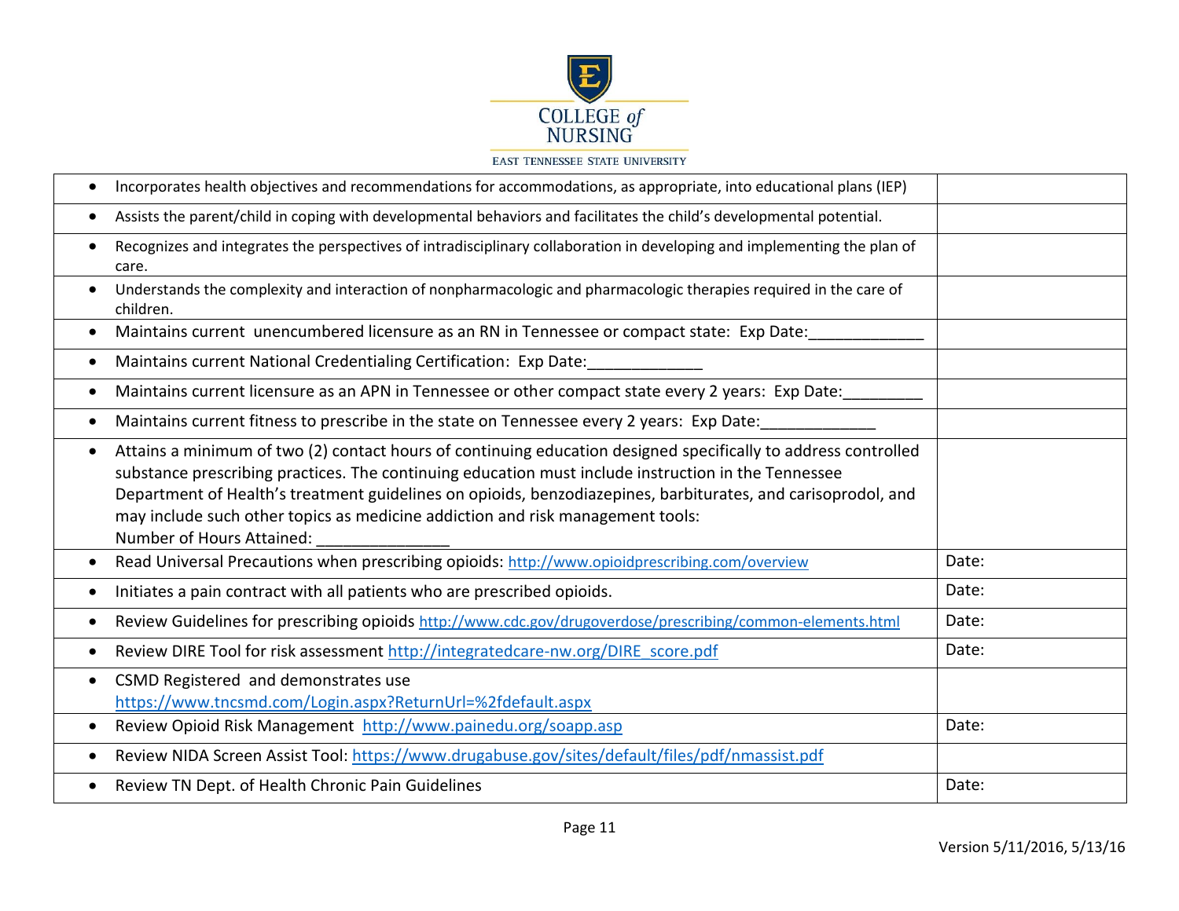| | |
|---|---|
| • Incorporates health objectives and recommendations for accommodations, as appropriate, into educational plans (IEP) | |
| • Assists the parent/child in coping with developmental behaviors and facilitates the child's developmental potential. | |
| • Recognizes and integrates the perspectives of intradisciplinary collaboration in developing and implementing the plan of care. | |
| • Understands the complexity and interaction of nonpharmacologic and pharmacologic therapies required in the care of children. | |
| • Maintains current unencumbered licensure as an RN in Tennessee or compact state: Exp Date:_____________ | |
| • Maintains current National Credentialing Certification: Exp Date:_____________ | |
| • Maintains current licensure as an APN in Tennessee or other compact state every 2 years: Exp Date:_________ | |
| • Maintains current fitness to prescribe in the state on Tennessee every 2 years: Exp Date:_____________ | |
| • Attains a minimum of two (2) contact hours of continuing education designed specifically to address controlled substance prescribing practices. The continuing education must include instruction in the Tennessee Department of Health's treatment guidelines on opioids, benzodiazepines, barbiturates, and carisoprodol, and may include such other topics as medicine addiction and risk management tools: Number of Hours Attained: _______________ | |
| • Read Universal Precautions when prescribing opioids: http://www.opioidprescribing.com/overview | Date: |
| • Initiates a pain contract with all patients who are prescribed opioids. | Date: |
| • Review Guidelines for prescribing opioids http://www.cdc.gov/drugoverdose/prescribing/common-elements.html | Date: |
| • Review DIRE Tool for risk assessment http://integratedcare-nw.org/DIRE_score.pdf | Date: |
| • CSMD Registered and demonstrates use https://www.tncsmd.com/Login.aspx?ReturnUrl=%2fdefault.aspx | |
| • Review Opioid Risk Management http://www.painedu.org/soapp.asp | Date: |
| • Review NIDA Screen Assist Tool: https://www.drugabuse.gov/sites/default/files/pdf/nmassist.pdf | |
| • Review TN Dept. of Health Chronic Pain Guidelines | Date: |

Version 5/11/2016, 5/13/16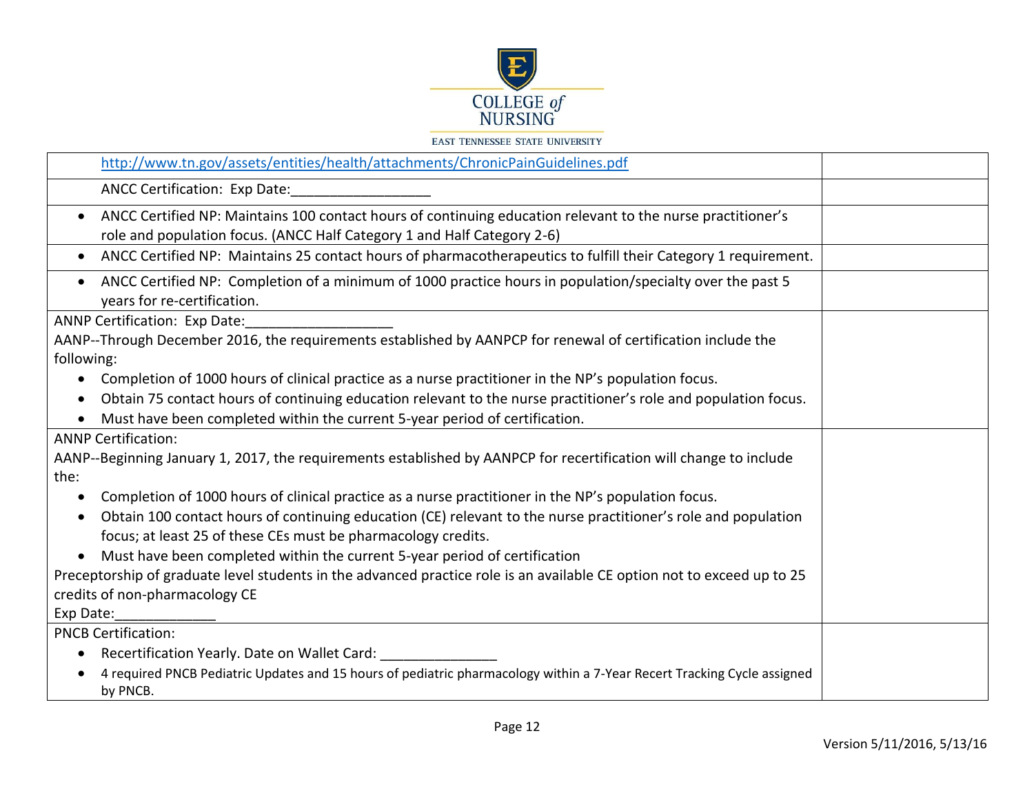| | |
|---|---|
| http://www.tn.gov/assets/entities/health/attachments/ChronicPainGuidelines.pdf | |
| ANCC Certification: Exp Date:_________________ | |
| • ANCC Certified NP: Maintains 100 contact hours of continuing education relevant to the nurse practitioner's role and population focus. (ANCC Half Category 1 and Half Category 2-6) | |
| • ANCC Certified NP: Maintains 25 contact hours of pharmacotherapeutics to fulfill their Category 1 requirement. | |
| • ANCC Certified NP: Completion of a minimum of 1000 practice hours in population/specialty over the past 5 years for re-certification. | |
| ANNP Certification: Exp Date:__________________<br>AANP--Through December 2016, the requirements established by AANPCP for renewal of certification include the following:<br>• Completion of 1000 hours of clinical practice as a nurse practitioner in the NP's population focus.<br>• Obtain 75 contact hours of continuing education relevant to the nurse practitioner's role and population focus.<br>• Must have been completed within the current 5-year period of certification. | |
| ANNP Certification:<br>AANP--Beginning January 1, 2017, the requirements established by AANPCP for recertification will change to include the:<br>• Completion of 1000 hours of clinical practice as a nurse practitioner in the NP's population focus.<br>• Obtain 100 contact hours of continuing education (CE) relevant to the nurse practitioner's role and population focus; at least 25 of these CEs must be pharmacology credits.<br>• Must have been completed within the current 5-year period of certification<br>Preceptorship of graduate level students in the advanced practice role is an available CE option not to exceed up to 25 credits of non-pharmacology CE<br>Exp Date:____________ | |
| PNCB Certification:<br>• Recertification Yearly. Date on Wallet Card: ______________<br>• 4 required PNCB Pediatric Updates and 15 hours of pediatric pharmacology within a 7-Year Recert Tracking Cycle assigned by PNCB. | |

Version 5/11/2016, 5/13/16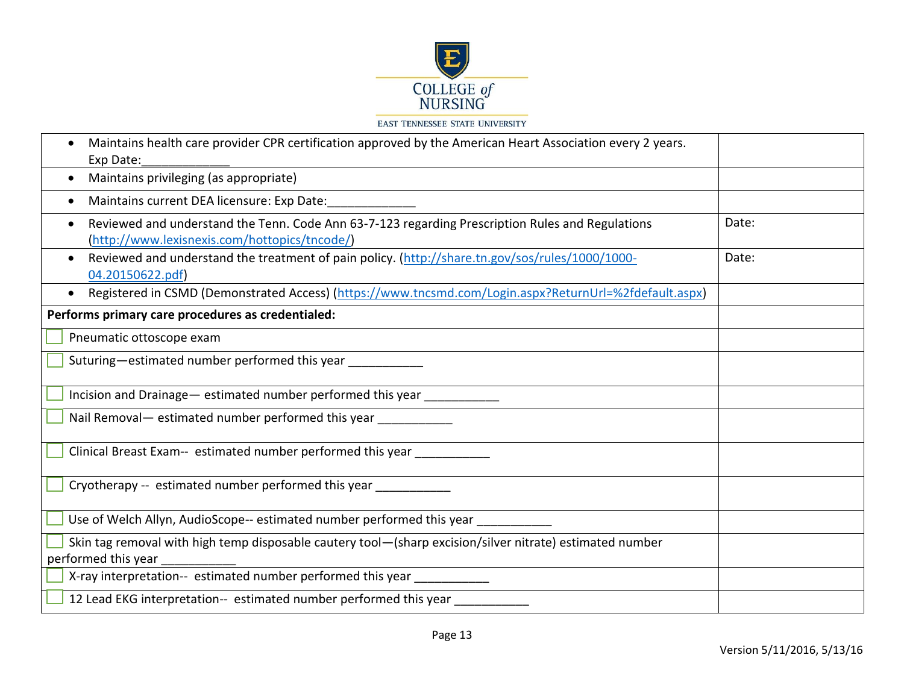| | |
|---|---|
| • Maintains health care provider CPR certification approved by the American Heart Association every 2 years. Exp Date:_____________ | |
| • Maintains privileging (as appropriate) | |
| • Maintains current DEA licensure: Exp Date:_____________ | |
| • Reviewed and understand the Tenn. Code Ann 63-7-123 regarding Prescription Rules and Regulations (http://www.lexisnexis.com/hottopics/tncode/) | Date: |
| • Reviewed and understand the treatment of pain policy. (http://share.tn.gov/sos/rules/1000/1000-04.20150622.pdf) | Date: |
| • Registered in CSMD (Demonstrated Access) (https://www.tncsmd.com/Login.aspx?ReturnUrl=%2fdefault.aspx) | |
| **Performs primary care procedures as credentialed:** | |
| ☐ Pneumatic ottoscope exam | |
| ☐ Suturing—estimated number performed this year ___________ | |
| ☐ Incision and Drainage— estimated number performed this year ___________ | |
| ☐ Nail Removal— estimated number performed this year ___________ | |
| ☐ Clinical Breast Exam-- estimated number performed this year ___________ | |
| ☐ Cryotherapy -- estimated number performed this year ___________ | |
| ☐ Use of Welch Allyn, AudioScope-- estimated number performed this year ___________ | |
| ☐ Skin tag removal with high temp disposable cautery tool—(sharp excision/silver nitrate) estimated number performed this year ___________ | |
| ☐ X-ray interpretation-- estimated number performed this year ___________ | |
| ☐ 12 Lead EKG interpretation-- estimated number performed this year ___________ | |

Version 5/11/2016, 5/13/16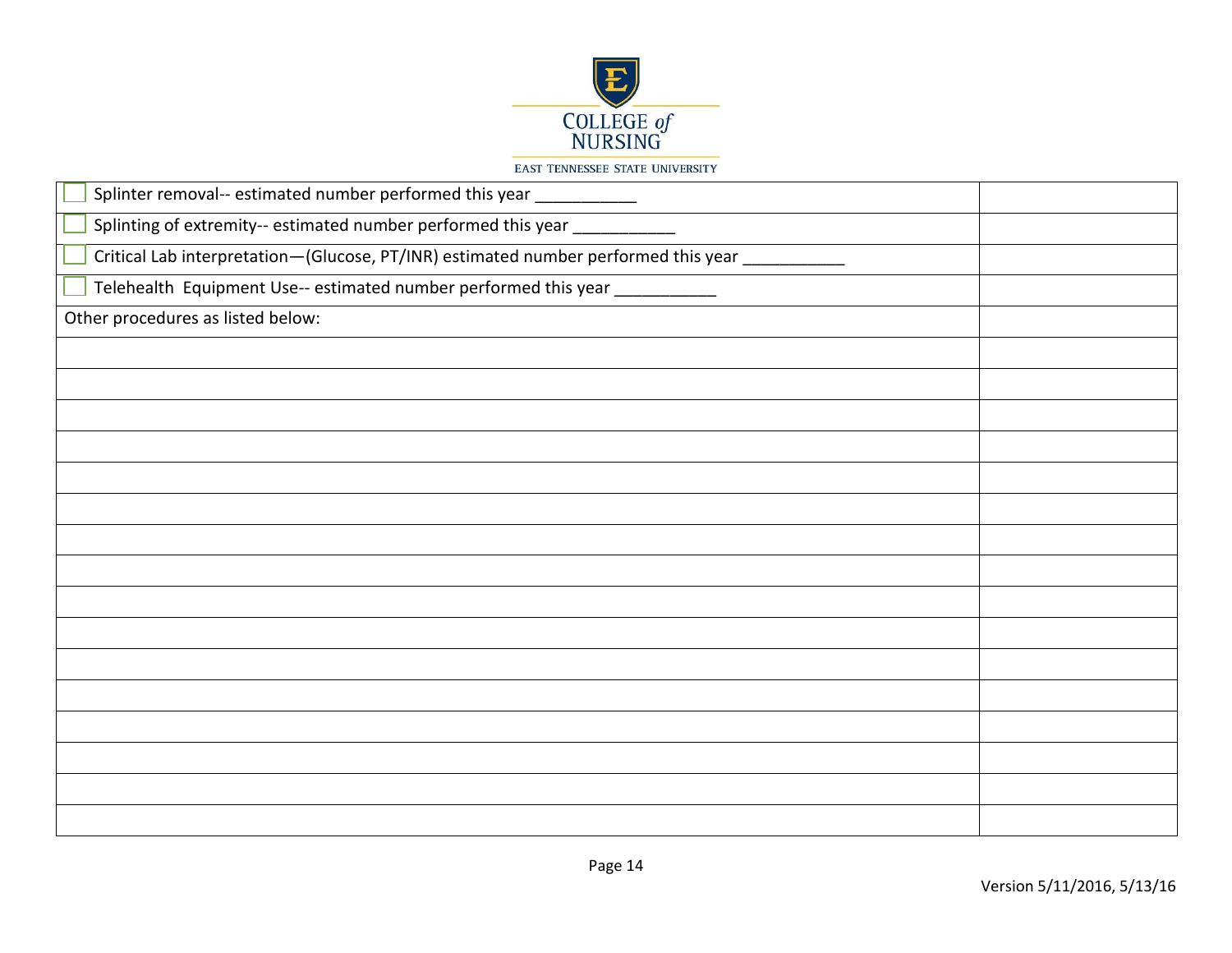| | |
|---|---|
| ☐ Splinter removal-- estimated number performed this year ___________ | |
| ☐ Splinting of extremity-- estimated number performed this year ___________ | |
| ☐ Critical Lab interpretation—(Glucose, PT/INR) estimated number performed this year ___________ | |
| ☐ Telehealth Equipment Use-- estimated number performed this year ___________ | |
| Other procedures as listed below: | |
| | |
| | |
| | |
| | |
| | |
| | |
| | |
| | |
| | |
| | |
| | |
| | |
| | |
| | |
| | |
| | |

Version 5/11/2016, 5/13/16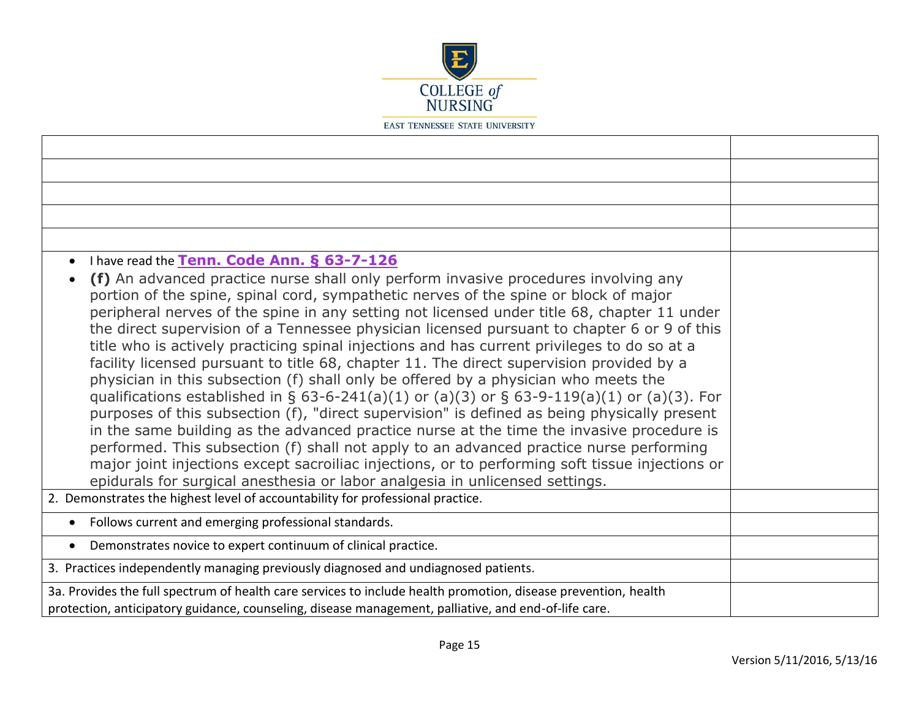| | |
|---|---|
| | |
| | |
| | |
| | |
| | |
| • I have read the **Tenn. Code Ann. § 63-7-126**<br>• **(f)** An advanced practice nurse shall only perform invasive procedures involving any portion of the spine, spinal cord, sympathetic nerves of the spine or block of major peripheral nerves of the spine in any setting not licensed under title 68, chapter 11 under the direct supervision of a Tennessee physician licensed pursuant to chapter 6 or 9 of this title who is actively practicing spinal injections and has current privileges to do so at a facility licensed pursuant to title 68, chapter 11. The direct supervision provided by a physician in this subsection (f) shall only be offered by a physician who meets the qualifications established in § 63-6-241(a)(1) or (a)(3) or § 63-9-119(a)(1) or (a)(3). For purposes of this subsection (f), "direct supervision" is defined as being physically present in the same building as the advanced practice nurse at the time the invasive procedure is performed. This subsection (f) shall not apply to an advanced practice nurse performing major joint injections except sacroiliac injections, or to performing soft tissue injections or epidurals for surgical anesthesia or labor analgesia in unlicensed settings. | |
| 2. Demonstrates the highest level of accountability for professional practice. | |
| • Follows current and emerging professional standards. | |
| • Demonstrates novice to expert continuum of clinical practice. | |
| 3. Practices independently managing previously diagnosed and undiagnosed patients. | |
| 3a. Provides the full spectrum of health care services to include health promotion, disease prevention, health protection, anticipatory guidance, counseling, disease management, palliative, and end-of-life care. | |

Version 5/11/2016, 5/13/16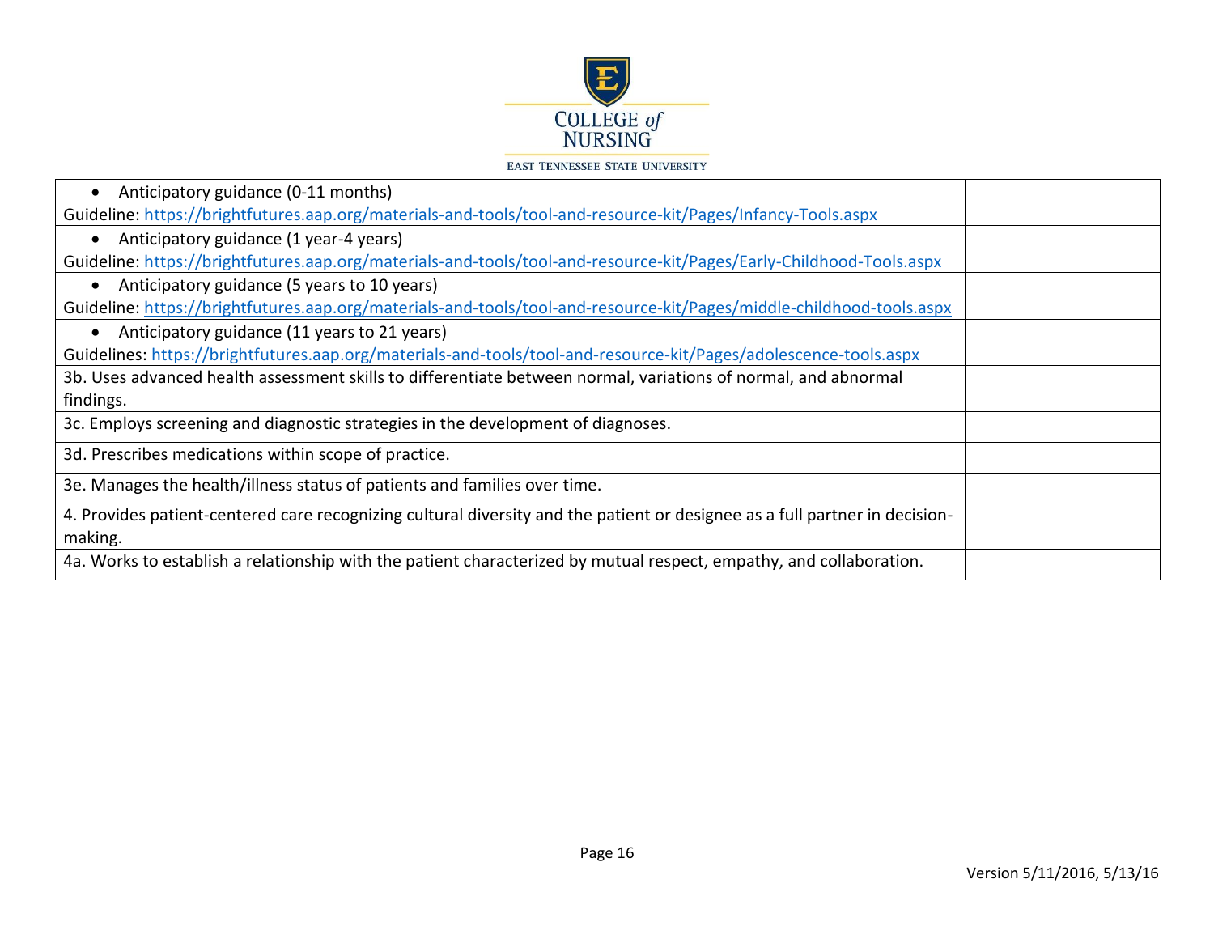| | |
|---|---|
| • Anticipatory guidance (0-11 months)<br>Guideline: https://brightfutures.aap.org/materials-and-tools/tool-and-resource-kit/Pages/Infancy-Tools.aspx | |
| • Anticipatory guidance (1 year-4 years)<br>Guideline: https://brightfutures.aap.org/materials-and-tools/tool-and-resource-kit/Pages/Early-Childhood-Tools.aspx | |
| • Anticipatory guidance (5 years to 10 years)<br>Guideline: https://brightfutures.aap.org/materials-and-tools/tool-and-resource-kit/Pages/middle-childhood-tools.aspx | |
| • Anticipatory guidance (11 years to 21 years)<br>Guidelines: https://brightfutures.aap.org/materials-and-tools/tool-and-resource-kit/Pages/adolescence-tools.aspx | |
| 3b. Uses advanced health assessment skills to differentiate between normal, variations of normal, and abnormal findings. | |
| 3c. Employs screening and diagnostic strategies in the development of diagnoses. | |
| 3d. Prescribes medications within scope of practice. | |
| 3e. Manages the health/illness status of patients and families over time. | |
| 4. Provides patient-centered care recognizing cultural diversity and the patient or designee as a full partner in decision-making. | |
| 4a. Works to establish a relationship with the patient characterized by mutual respect, empathy, and collaboration. | |

Version 5/11/2016, 5/13/16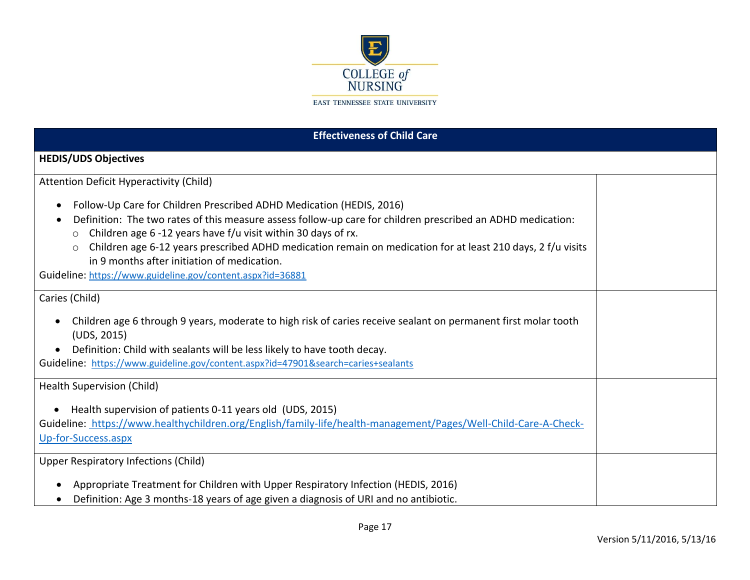| Effectiveness of Child Care | |
|---|---|
| **HEDIS/UDS Objectives** | |
| Attention Deficit Hyperactivity (Child)<br><br>• Follow-Up Care for Children Prescribed ADHD Medication (HEDIS, 2016)<br>• Definition: The two rates of this measure assess follow-up care for children prescribed an ADHD medication:<br>&nbsp;&nbsp;&nbsp;○ Children age 6 -12 years have f/u visit within 30 days of rx.<br>&nbsp;&nbsp;&nbsp;○ Children age 6-12 years prescribed ADHD medication remain on medication for at least 210 days, 2 f/u visits in 9 months after initiation of medication.<br><br>Guideline: https://www.guideline.gov/content.aspx?id=36881 | |
| Caries (Child)<br><br>• Children age 6 through 9 years, moderate to high risk of caries receive sealant on permanent first molar tooth (UDS, 2015)<br>• Definition: Child with sealants will be less likely to have tooth decay.<br><br>Guideline: https://www.guideline.gov/content.aspx?id=47901&search=caries+sealants | |
| Health Supervision (Child)<br><br>• Health supervision of patients 0-11 years old (UDS, 2015)<br><br>Guideline: https://www.healthychildren.org/English/family-life/health-management/Pages/Well-Child-Care-A-Check-Up-for-Success.aspx | |
| Upper Respiratory Infections (Child)<br><br>• Appropriate Treatment for Children with Upper Respiratory Infection (HEDIS, 2016)<br>• Definition: Age 3 months-18 years of age given a diagnosis of URI and no antibiotic. | |

Version 5/11/2016, 5/13/16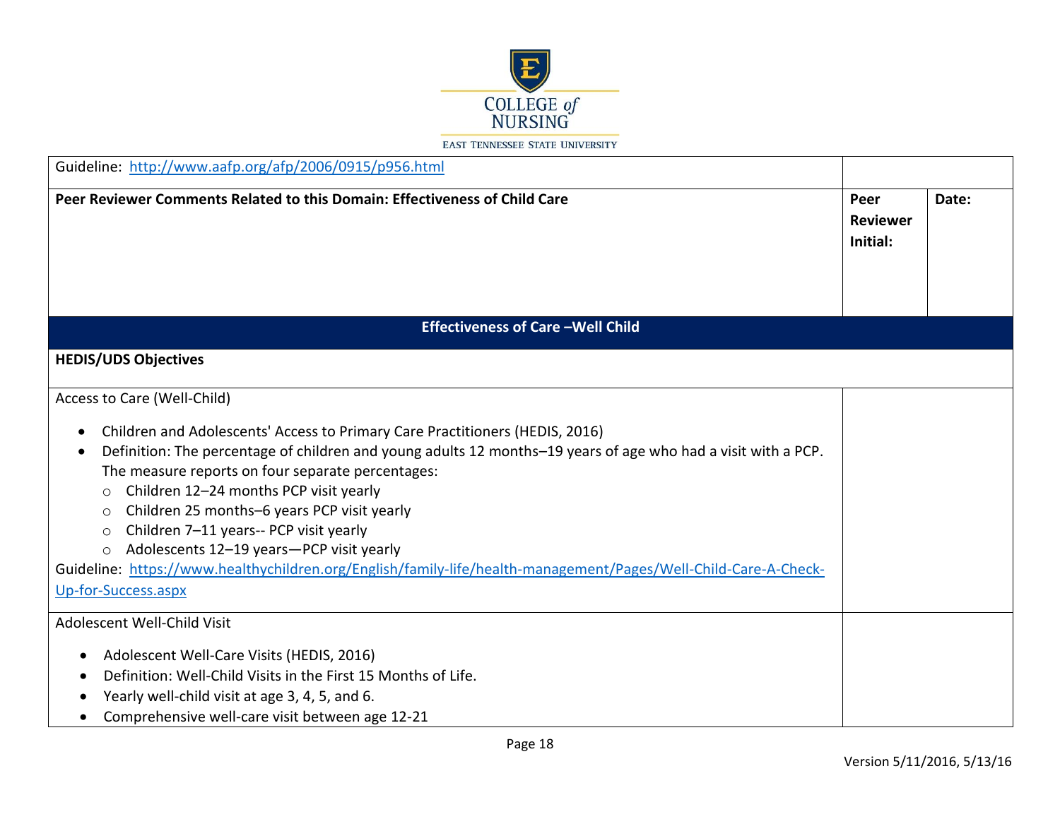| Guideline: http://www.aafp.org/afp/2006/0915/p956.html | | |
|---|---|---|
| **Peer Reviewer Comments Related to this Domain: Effectiveness of Child Care** | **Peer Reviewer Initial:** | **Date:** |

## Effectiveness of Care –Well Child

**HEDIS/UDS Objectives**

| | |
|---|---|
| Access to Care (Well-Child)<br><br>• Children and Adolescents' Access to Primary Care Practitioners (HEDIS, 2016)<br>• Definition: The percentage of children and young adults 12 months–19 years of age who had a visit with a PCP. The measure reports on four separate percentages:<br>&nbsp;&nbsp;&nbsp;&nbsp;○ Children 12–24 months PCP visit yearly<br>&nbsp;&nbsp;&nbsp;&nbsp;○ Children 25 months–6 years PCP visit yearly<br>&nbsp;&nbsp;&nbsp;&nbsp;○ Children 7–11 years-- PCP visit yearly<br>&nbsp;&nbsp;&nbsp;&nbsp;○ Adolescents 12–19 years—PCP visit yearly<br>Guideline: https://www.healthychildren.org/English/family-life/health-management/Pages/Well-Child-Care-A-Check-Up-for-Success.aspx | |
| Adolescent Well-Child Visit<br><br>• Adolescent Well-Care Visits (HEDIS, 2016)<br>• Definition: Well-Child Visits in the First 15 Months of Life.<br>• Yearly well-child visit at age 3, 4, 5, and 6.<br>• Comprehensive well-care visit between age 12-21 | |

Version 5/11/2016, 5/13/16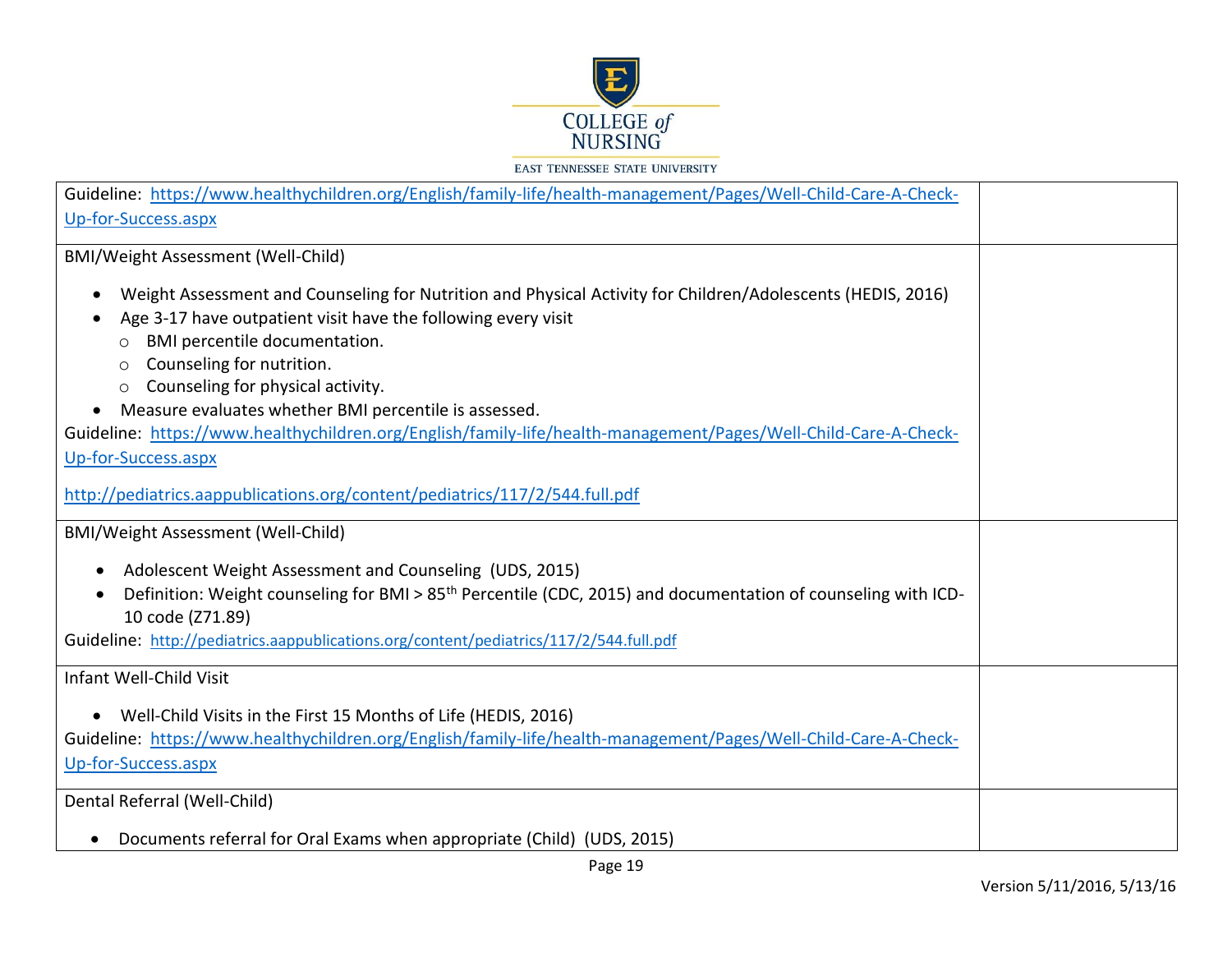| | |
|---|---|
| Guideline: https://www.healthychildren.org/English/family-life/health-management/Pages/Well-Child-Care-A-Check-Up-for-Success.aspx | |
| BMI/Weight Assessment (Well-Child)<br><br>• Weight Assessment and Counseling for Nutrition and Physical Activity for Children/Adolescents (HEDIS, 2016)<br>• Age 3-17 have outpatient visit have the following every visit<br>&nbsp;&nbsp;&nbsp;&nbsp;○ BMI percentile documentation.<br>&nbsp;&nbsp;&nbsp;&nbsp;○ Counseling for nutrition.<br>&nbsp;&nbsp;&nbsp;&nbsp;○ Counseling for physical activity.<br>• Measure evaluates whether BMI percentile is assessed.<br>Guideline: https://www.healthychildren.org/English/family-life/health-management/Pages/Well-Child-Care-A-Check-Up-for-Success.aspx<br><br>http://pediatrics.aappublications.org/content/pediatrics/117/2/544.full.pdf | |
| BMI/Weight Assessment (Well-Child)<br><br>• Adolescent Weight Assessment and Counseling (UDS, 2015)<br>• Definition: Weight counseling for BMI > 85th Percentile (CDC, 2015) and documentation of counseling with ICD-10 code (Z71.89)<br>Guideline: http://pediatrics.aappublications.org/content/pediatrics/117/2/544.full.pdf | |
| Infant Well-Child Visit<br><br>• Well-Child Visits in the First 15 Months of Life (HEDIS, 2016)<br>Guideline: https://www.healthychildren.org/English/family-life/health-management/Pages/Well-Child-Care-A-Check-Up-for-Success.aspx | |
| Dental Referral (Well-Child)<br><br>• Documents referral for Oral Exams when appropriate (Child) (UDS, 2015) | |

Version 5/11/2016, 5/13/16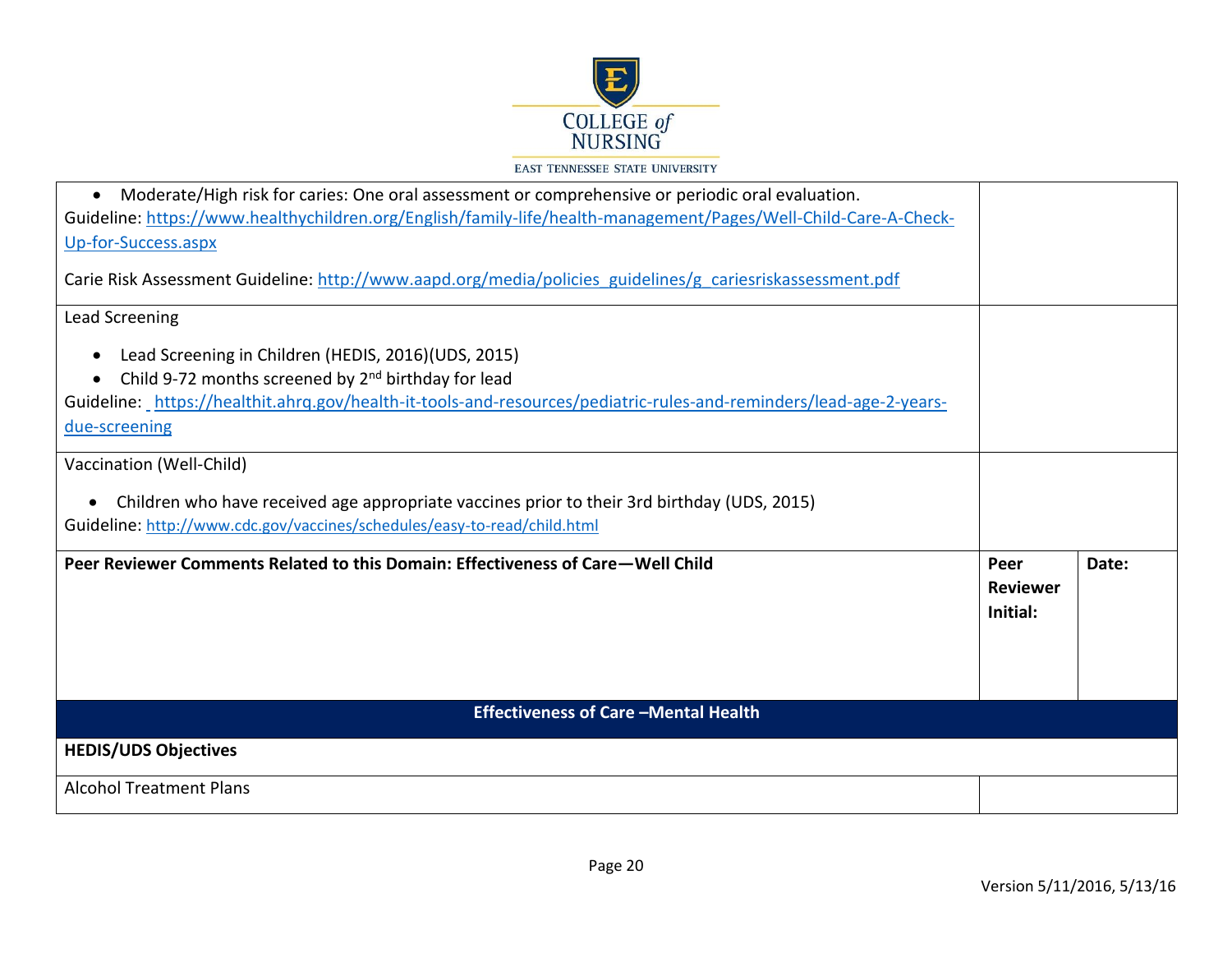| | | |
|---|---|---|
| • Moderate/High risk for caries: One oral assessment or comprehensive or periodic oral evaluation.<br>Guideline: https://www.healthychildren.org/English/family-life/health-management/Pages/Well-Child-Care-A-Check-Up-for-Success.aspx<br><br>Carie Risk Assessment Guideline: http://www.aapd.org/media/policies_guidelines/g_cariesriskassessment.pdf | | |
| Lead Screening<br><br>• Lead Screening in Children (HEDIS, 2016)(UDS, 2015)<br>• Child 9-72 months screened by 2nd birthday for lead<br>Guideline: https://healthit.ahrq.gov/health-it-tools-and-resources/pediatric-rules-and-reminders/lead-age-2-years-due-screening | | |
| Vaccination (Well-Child)<br><br>• Children who have received age appropriate vaccines prior to their 3rd birthday (UDS, 2015)<br>Guideline: http://www.cdc.gov/vaccines/schedules/easy-to-read/child.html | | |
| **Peer Reviewer Comments Related to this Domain: Effectiveness of Care—Well Child** | **Peer Reviewer Initial:** | **Date:** |

## Effectiveness of Care –Mental Health

| | |
|---|---|
| **HEDIS/UDS Objectives** | |
| Alcohol Treatment Plans | |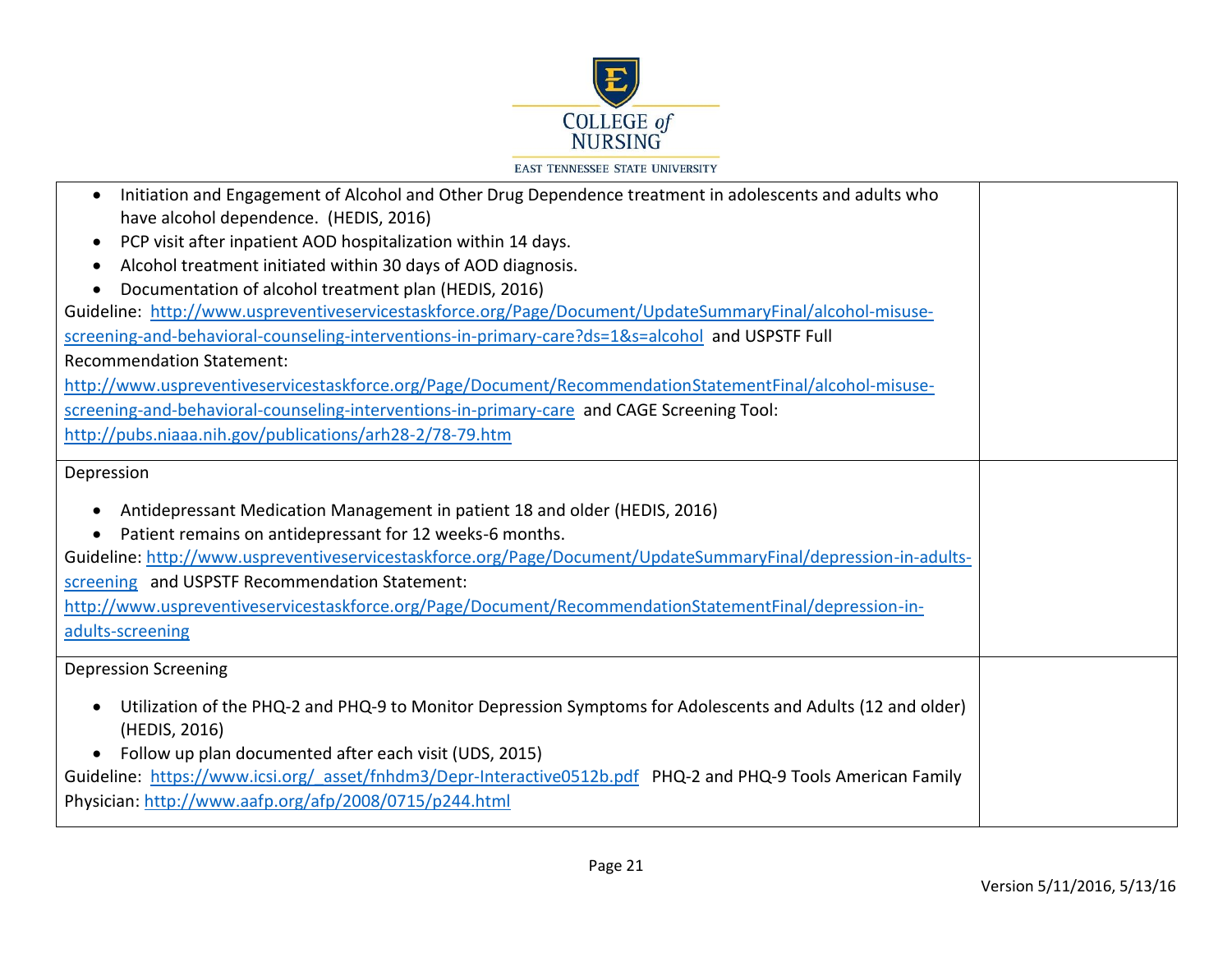| | |
|---|---|
| • Initiation and Engagement of Alcohol and Other Drug Dependence treatment in adolescents and adults who have alcohol dependence. (HEDIS, 2016)<br>• PCP visit after inpatient AOD hospitalization within 14 days.<br>• Alcohol treatment initiated within 30 days of AOD diagnosis.<br>• Documentation of alcohol treatment plan (HEDIS, 2016)<br>Guideline: http://www.uspreventiveservicestaskforce.org/Page/Document/UpdateSummaryFinal/alcohol-misuse-screening-and-behavioral-counseling-interventions-in-primary-care?ds=1&s=alcohol and USPSTF Full Recommendation Statement: http://www.uspreventiveservicestaskforce.org/Page/Document/RecommendationStatementFinal/alcohol-misuse-screening-and-behavioral-counseling-interventions-in-primary-care and CAGE Screening Tool: http://pubs.niaaa.nih.gov/publications/arh28-2/78-79.htm | |
| Depression<br>• Antidepressant Medication Management in patient 18 and older (HEDIS, 2016)<br>• Patient remains on antidepressant for 12 weeks-6 months.<br>Guideline: http://www.uspreventiveservicestaskforce.org/Page/Document/UpdateSummaryFinal/depression-in-adults-screening and USPSTF Recommendation Statement: http://www.uspreventiveservicestaskforce.org/Page/Document/RecommendationStatementFinal/depression-in-adults-screening | |
| Depression Screening<br>• Utilization of the PHQ-2 and PHQ-9 to Monitor Depression Symptoms for Adolescents and Adults (12 and older) (HEDIS, 2016)<br>• Follow up plan documented after each visit (UDS, 2015)<br>Guideline: https://www.icsi.org/_asset/fnhdm3/Depr-Interactive0512b.pdf PHQ-2 and PHQ-9 Tools American Family Physician: http://www.aafp.org/afp/2008/0715/p244.html | |

Version 5/11/2016, 5/13/16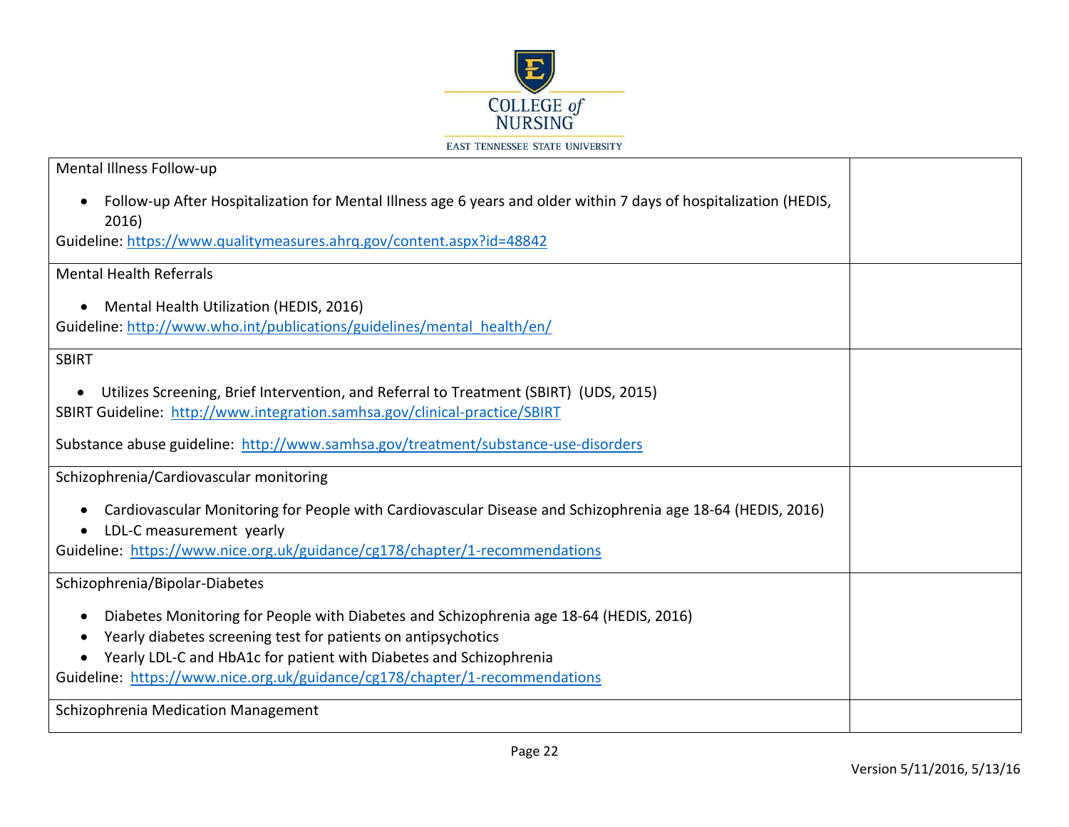| | |
|---|---|
| Mental Illness Follow-up<br><br>• Follow-up After Hospitalization for Mental Illness age 6 years and older within 7 days of hospitalization (HEDIS, 2016)<br>Guideline: https://www.qualitymeasures.ahrq.gov/content.aspx?id=48842 | |
| Mental Health Referrals<br><br>• Mental Health Utilization (HEDIS, 2016)<br>Guideline: http://www.who.int/publications/guidelines/mental_health/en/ | |
| SBIRT<br><br>• Utilizes Screening, Brief Intervention, and Referral to Treatment (SBIRT) (UDS, 2015)<br>SBIRT Guideline: http://www.integration.samhsa.gov/clinical-practice/SBIRT<br><br>Substance abuse guideline: http://www.samhsa.gov/treatment/substance-use-disorders | |
| Schizophrenia/Cardiovascular monitoring<br><br>• Cardiovascular Monitoring for People with Cardiovascular Disease and Schizophrenia age 18-64 (HEDIS, 2016)<br>• LDL-C measurement yearly<br>Guideline: https://www.nice.org.uk/guidance/cg178/chapter/1-recommendations | |
| Schizophrenia/Bipolar-Diabetes<br><br>• Diabetes Monitoring for People with Diabetes and Schizophrenia age 18-64 (HEDIS, 2016)<br>• Yearly diabetes screening test for patients on antipsychotics<br>• Yearly LDL-C and HbA1c for patient with Diabetes and Schizophrenia<br>Guideline: https://www.nice.org.uk/guidance/cg178/chapter/1-recommendations | |
| Schizophrenia Medication Management | |

Version 5/11/2016, 5/13/16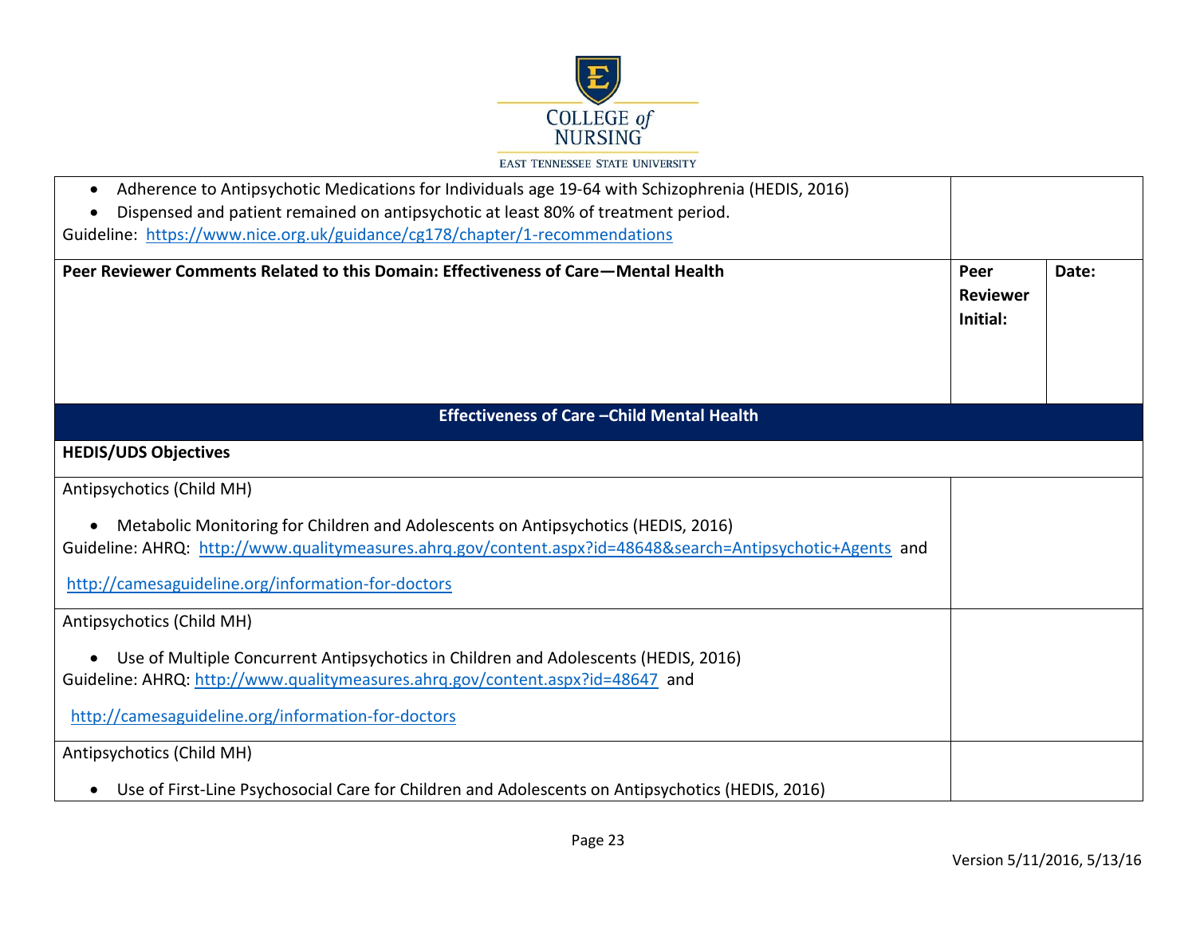| | | |
|---|---|---|
| • Adherence to Antipsychotic Medications for Individuals age 19-64 with Schizophrenia (HEDIS, 2016)<br>• Dispensed and patient remained on antipsychotic at least 80% of treatment period.<br>Guideline: https://www.nice.org.uk/guidance/cg178/chapter/1-recommendations | | |
| **Peer Reviewer Comments Related to this Domain: Effectiveness of Care—Mental Health** | **Peer Reviewer Initial:** | **Date:** |

## Effectiveness of Care –Child Mental Health

| | |
|---|---|
| **HEDIS/UDS Objectives** | |
| Antipsychotics (Child MH)<br><br>• Metabolic Monitoring for Children and Adolescents on Antipsychotics (HEDIS, 2016)<br>Guideline: AHRQ: http://www.qualitymeasures.ahrq.gov/content.aspx?id=48648&search=Antipsychotic+Agents and<br><br>http://camesaguideline.org/information-for-doctors | |
| Antipsychotics (Child MH)<br><br>• Use of Multiple Concurrent Antipsychotics in Children and Adolescents (HEDIS, 2016)<br>Guideline: AHRQ: http://www.qualitymeasures.ahrq.gov/content.aspx?id=48647 and<br><br>http://camesaguideline.org/information-for-doctors | |
| Antipsychotics (Child MH)<br><br>• Use of First-Line Psychosocial Care for Children and Adolescents on Antipsychotics (HEDIS, 2016) | |

Version 5/11/2016, 5/13/16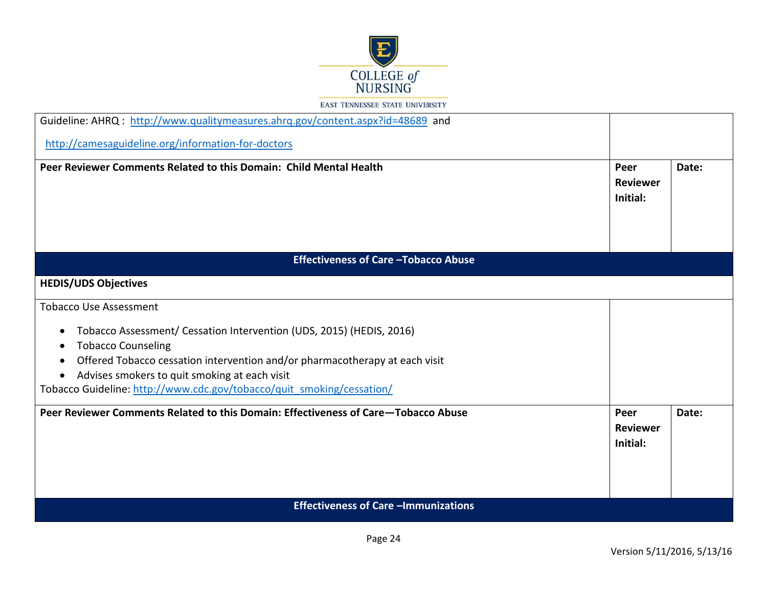| | | |
|---|---|---|
| Guideline: AHRQ : http://www.qualitymeasures.ahrq.gov/content.aspx?id=48689 and<br><br>http://camesaguideline.org/information-for-doctors | | |
| **Peer Reviewer Comments Related to this Domain: Child Mental Health** | **Peer Reviewer Initial:** | **Date:** |

## Effectiveness of Care –Tobacco Abuse

| | | |
|---|---|---|
| **HEDIS/UDS Objectives** | | |
| Tobacco Use Assessment<br><br>• Tobacco Assessment/ Cessation Intervention (UDS, 2015) (HEDIS, 2016)<br>• Tobacco Counseling<br>• Offered Tobacco cessation intervention and/or pharmacotherapy at each visit<br>• Advises smokers to quit smoking at each visit<br><br>Tobacco Guideline: http://www.cdc.gov/tobacco/quit_smoking/cessation/ | | |
| **Peer Reviewer Comments Related to this Domain: Effectiveness of Care—Tobacco Abuse** | **Peer Reviewer Initial:** | **Date:** |

## Effectiveness of Care –Immunizations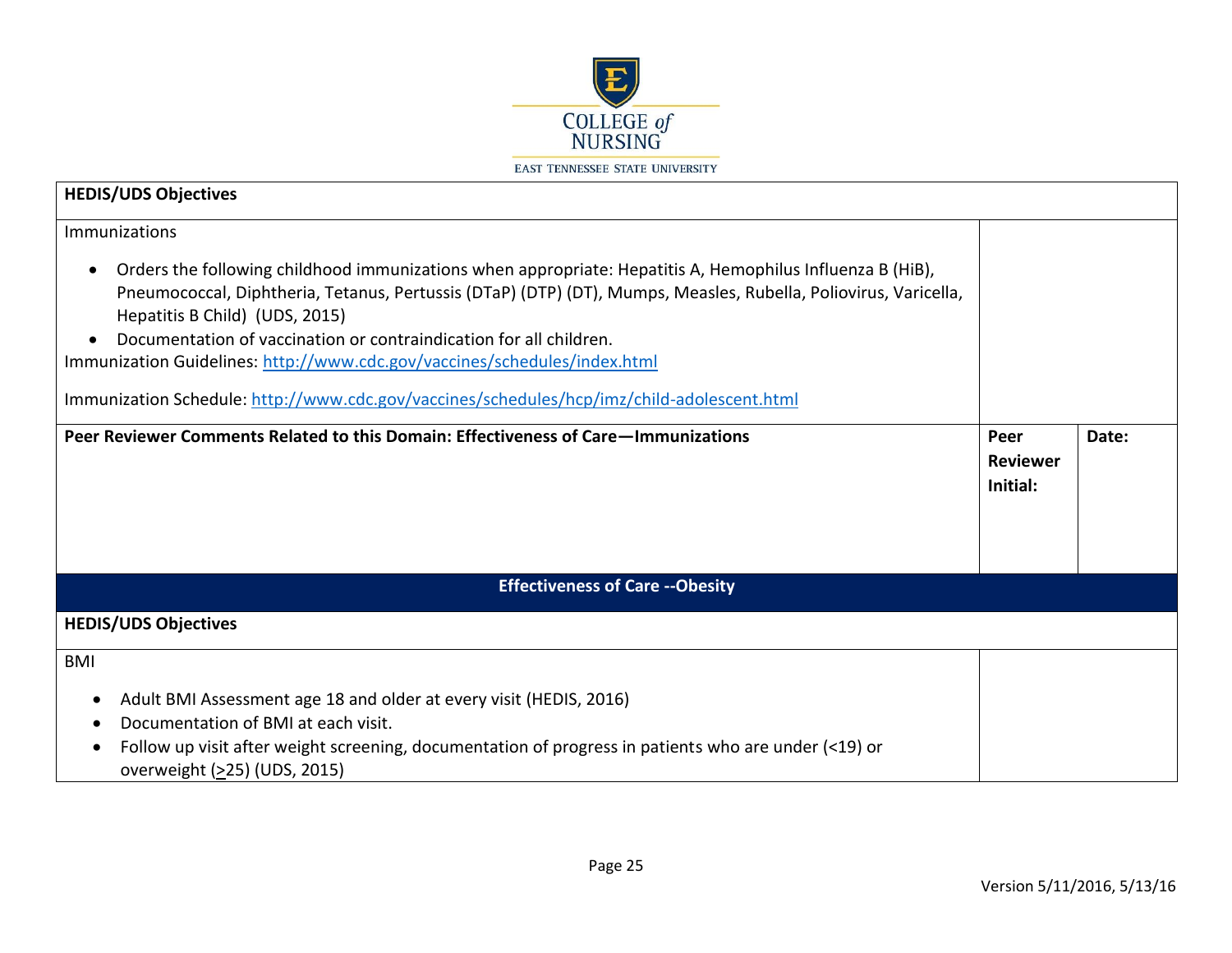| HEDIS/UDS Objectives | | |
|---|---|---|
| Immunizations<br><br>• Orders the following childhood immunizations when appropriate: Hepatitis A, Hemophilus Influenza B (HiB), Pneumococcal, Diphtheria, Tetanus, Pertussis (DTaP) (DTP) (DT), Mumps, Measles, Rubella, Poliovirus, Varicella, Hepatitis B Child) (UDS, 2015)<br>• Documentation of vaccination or contraindication for all children.<br>Immunization Guidelines: http://www.cdc.gov/vaccines/schedules/index.html<br><br>Immunization Schedule: http://www.cdc.gov/vaccines/schedules/hcp/imz/child-adolescent.html | | |
| **Peer Reviewer Comments Related to this Domain: Effectiveness of Care—Immunizations** | **Peer Reviewer Initial:** | **Date:** |

## Effectiveness of Care --Obesity

| HEDIS/UDS Objectives | |
|---|---|
| BMI<br><br>• Adult BMI Assessment age 18 and older at every visit (HEDIS, 2016)<br>• Documentation of BMI at each visit.<br>• Follow up visit after weight screening, documentation of progress in patients who are under (<19) or overweight (≥25) (UDS, 2015) | |

Version 5/11/2016, 5/13/16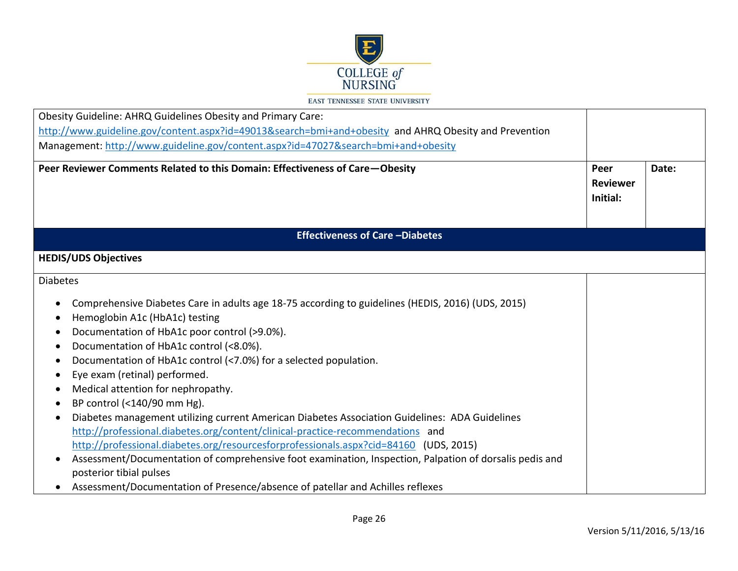| | | |
|---|---|---|
| Obesity Guideline: AHRQ Guidelines Obesity and Primary Care: http://www.guideline.gov/content.aspx?id=49013&search=bmi+and+obesity and AHRQ Obesity and Prevention Management: http://www.guideline.gov/content.aspx?id=47027&search=bmi+and+obesity | | |
| **Peer Reviewer Comments Related to this Domain: Effectiveness of Care—Obesity** | **Peer Reviewer Initial:** | **Date:** |

## Effectiveness of Care –Diabetes

**HEDIS/UDS Objectives**

Diabetes

- Comprehensive Diabetes Care in adults age 18-75 according to guidelines (HEDIS, 2016) (UDS, 2015)
- Hemoglobin A1c (HbA1c) testing
- Documentation of HbA1c poor control (>9.0%).
- Documentation of HbA1c control (<8.0%).
- Documentation of HbA1c control (<7.0%) for a selected population.
- Eye exam (retinal) performed.
- Medical attention for nephropathy.
- BP control (<140/90 mm Hg).
- Diabetes management utilizing current American Diabetes Association Guidelines: ADA Guidelines http://professional.diabetes.org/content/clinical-practice-recommendations and http://professional.diabetes.org/resourcesforprofessionals.aspx?cid=84160 (UDS, 2015)
- Assessment/Documentation of comprehensive foot examination, Inspection, Palpation of dorsalis pedis and posterior tibial pulses
- Assessment/Documentation of Presence/absence of patellar and Achilles reflexes

Version 5/11/2016, 5/13/16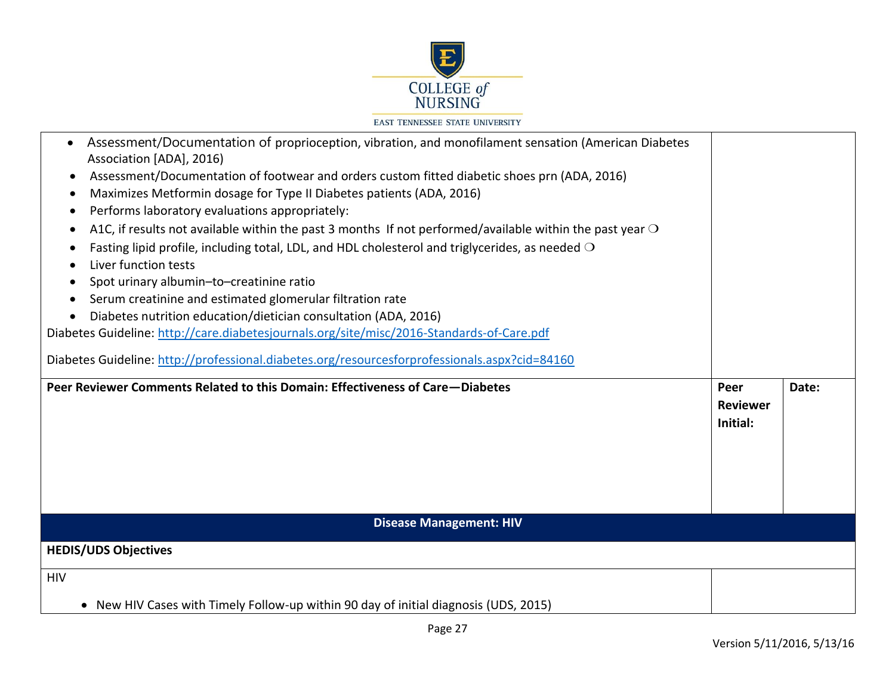| | | |
|---|---|---|
| • Assessment/Documentation of proprioception, vibration, and monofilament sensation (American Diabetes Association [ADA], 2016)<br>• Assessment/Documentation of footwear and orders custom fitted diabetic shoes prn (ADA, 2016)<br>• Maximizes Metformin dosage for Type II Diabetes patients (ADA, 2016)<br>• Performs laboratory evaluations appropriately:<br>• A1C, if results not available within the past 3 months If not performed/available within the past year ❍<br>• Fasting lipid profile, including total, LDL, and HDL cholesterol and triglycerides, as needed ❍<br>• Liver function tests<br>• Spot urinary albumin–to–creatinine ratio<br>• Serum creatinine and estimated glomerular filtration rate<br>• Diabetes nutrition education/dietician consultation (ADA, 2016)<br>Diabetes Guideline: http://care.diabetesjournals.org/site/misc/2016-Standards-of-Care.pdf<br><br>Diabetes Guideline: http://professional.diabetes.org/resourcesforprofessionals.aspx?cid=84160 | | |
| **Peer Reviewer Comments Related to this Domain: Effectiveness of Care—Diabetes** | **Peer Reviewer Initial:** | **Date:** |

## Disease Management: HIV

| | |
|---|---|
| **HEDIS/UDS Objectives** | |
| HIV<br><br>• New HIV Cases with Timely Follow-up within 90 day of initial diagnosis (UDS, 2015) | |

Version 5/11/2016, 5/13/16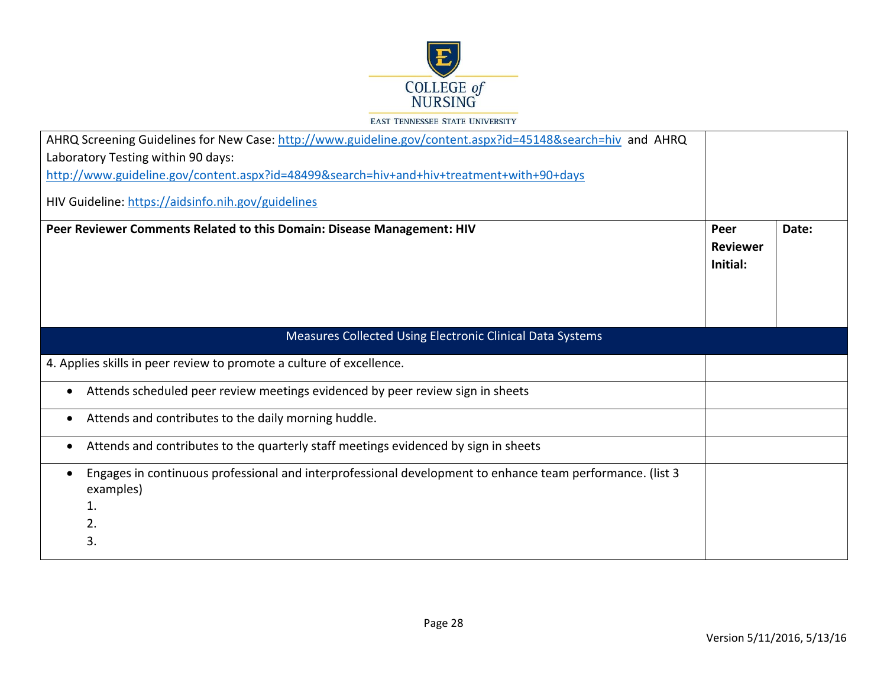COLLEGE of NURSING
EAST TENNESSEE STATE UNIVERSITY

| | | |
|---|---|---|
| AHRQ Screening Guidelines for New Case: http://www.guideline.gov/content.aspx?id=45148&search=hiv and AHRQ Laboratory Testing within 90 days: http://www.guideline.gov/content.aspx?id=48499&search=hiv+and+hiv+treatment+with+90+days<br><br>HIV Guideline: https://aidsinfo.nih.gov/guidelines | | |
| **Peer Reviewer Comments Related to this Domain: Disease Management: HIV** | **Peer Reviewer Initial:** | **Date:** |
| Measures Collected Using Electronic Clinical Data Systems | | |
| 4. Applies skills in peer review to promote a culture of excellence. | | |
| • Attends scheduled peer review meetings evidenced by peer review sign in sheets | | |
| • Attends and contributes to the daily morning huddle. | | |
| • Attends and contributes to the quarterly staff meetings evidenced by sign in sheets | | |
| • Engages in continuous professional and interprofessional development to enhance team performance. (list 3 examples)<br>1.<br>2.<br>3. | | |

Version 5/11/2016, 5/13/16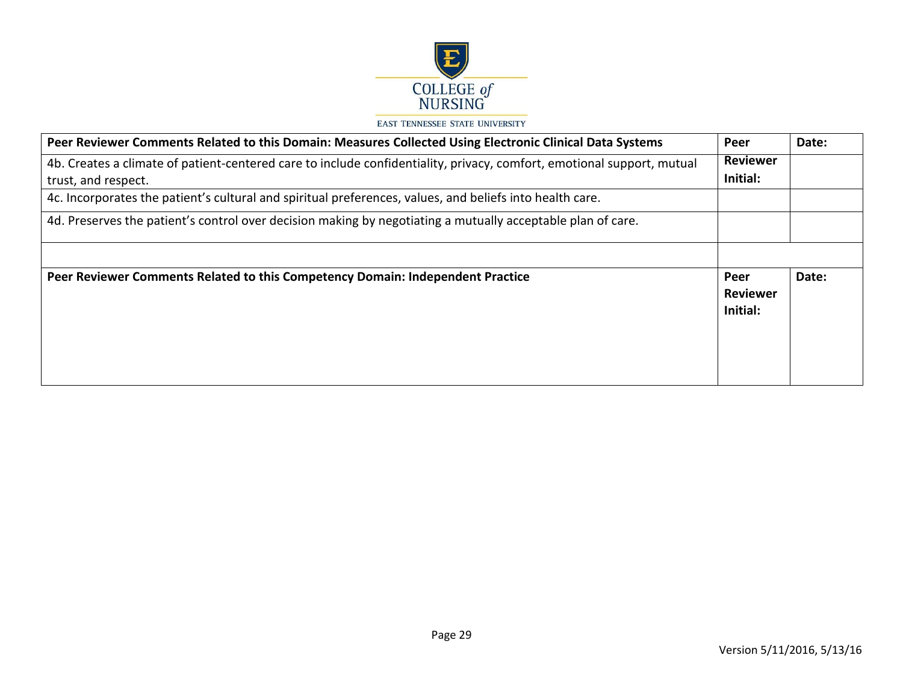| Peer Reviewer Comments Related to this Domain: Measures Collected Using Electronic Clinical Data Systems | Peer Reviewer Initial: | Date: |
| --- | --- | --- |
| 4b. Creates a climate of patient-centered care to include confidentiality, privacy, comfort, emotional support, mutual trust, and respect. | | |
| 4c. Incorporates the patient's cultural and spiritual preferences, values, and beliefs into health care. | | |
| 4d. Preserves the patient's control over decision making by negotiating a mutually acceptable plan of care. | | |
| | | |
| **Peer Reviewer Comments Related to this Competency Domain: Independent Practice** | **Peer Reviewer Initial:** | **Date:** |

Version 5/11/2016, 5/13/16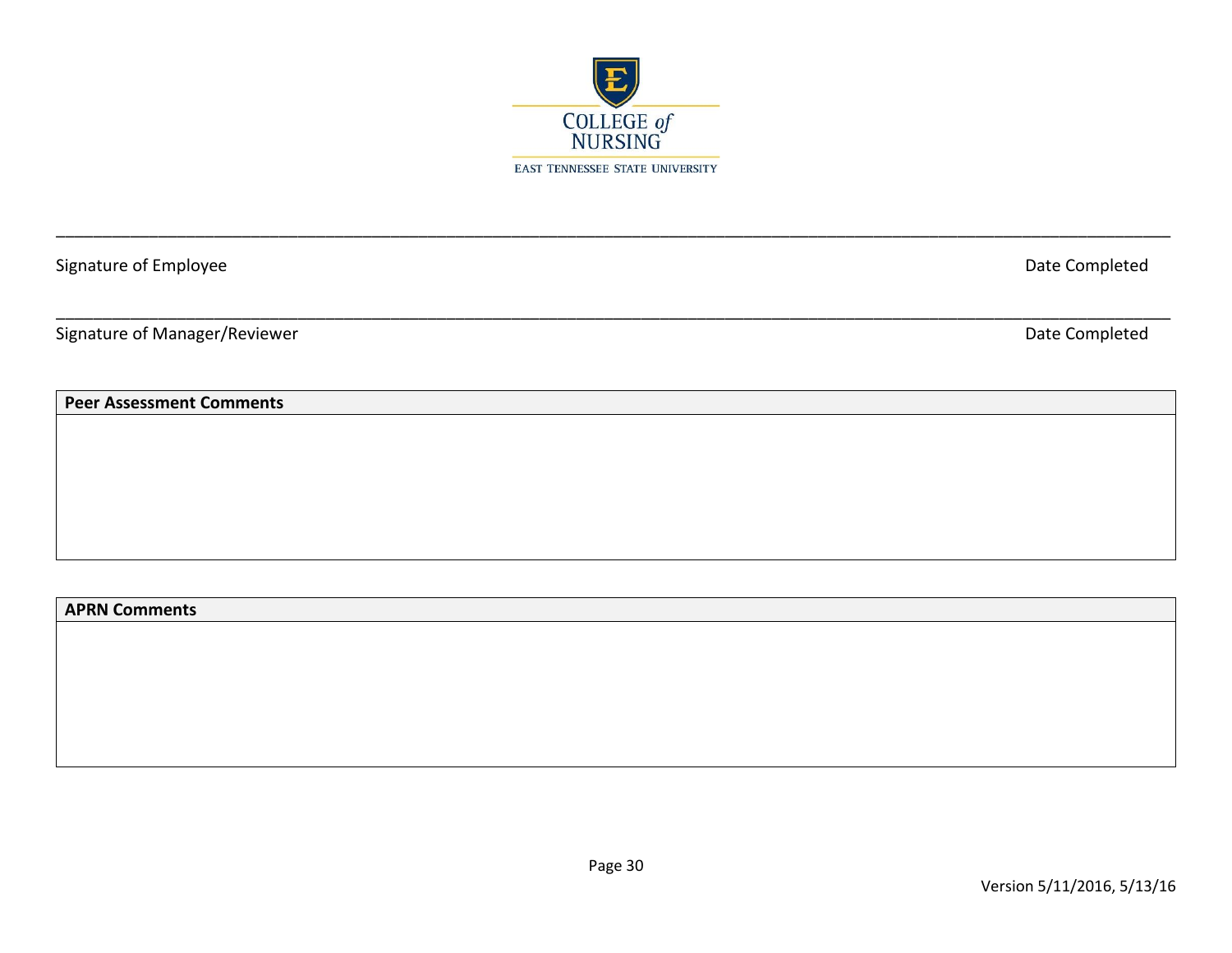COLLEGE of NURSING

EAST TENNESSEE STATE UNIVERSITY

______________________________________________________________________________________________

Signature of Employee                                                                                                                    Date Completed

______________________________________________________________________________________________

Signature of Manager/Reviewer                                                                                                         Date Completed

| **Peer Assessment Comments** |
| --- |
| |

| **APRN Comments** |
| --- |
| |

Version 5/11/2016, 5/13/16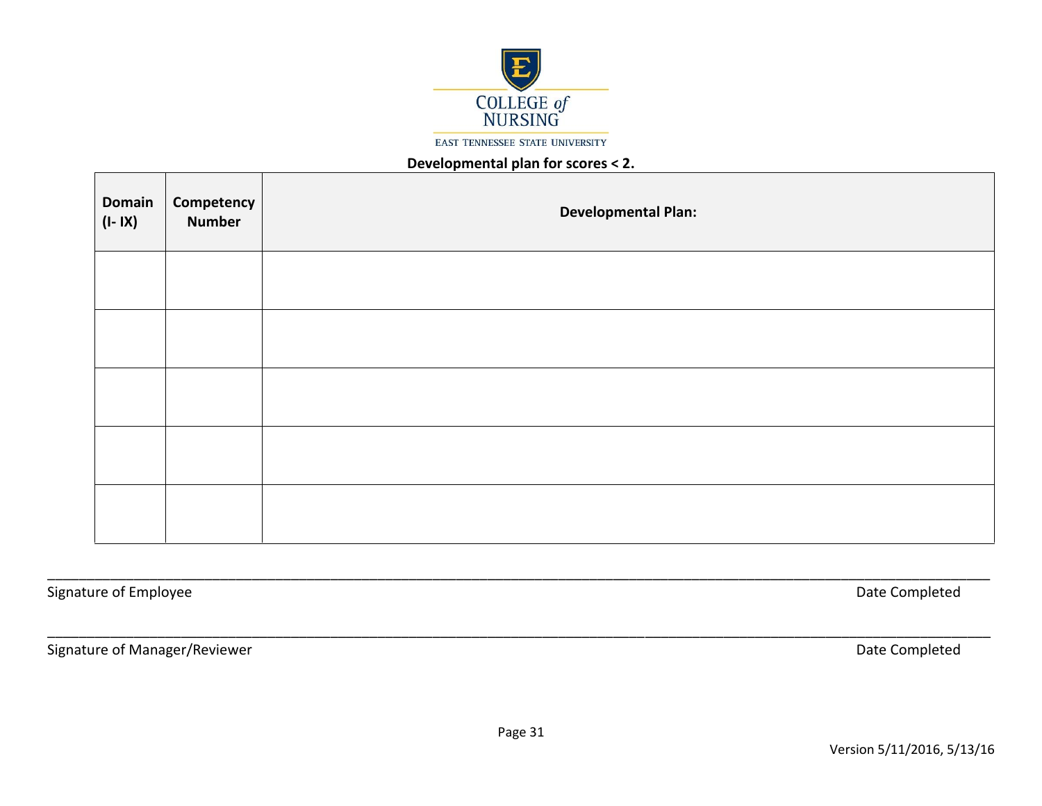COLLEGE of NURSING

EAST TENNESSEE STATE UNIVERSITY

**Developmental plan for scores < 2.**

| Domain (I- IX) | Competency Number | Developmental Plan: |
|---|---|---|
| | | |
| | | |
| | | |
| | | |
| | | |

\_\_\_\_\_\_\_\_\_\_\_\_\_\_\_\_\_\_\_\_\_\_\_\_\_\_\_\_\_\_\_\_\_\_\_\_\_\_\_\_\_\_\_\_\_\_\_\_\_\_\_\_\_\_\_\_\_\_\_\_\_\_\_\_\_\_\_\_\_\_\_\_\_\_\_\_\_\_\_\_\_\_\_\_\_\_\_\_\_\_\_\_

Signature of Employee                                                                                                    Date Completed

\_\_\_\_\_\_\_\_\_\_\_\_\_\_\_\_\_\_\_\_\_\_\_\_\_\_\_\_\_\_\_\_\_\_\_\_\_\_\_\_\_\_\_\_\_\_\_\_\_\_\_\_\_\_\_\_\_\_\_\_\_\_\_\_\_\_\_\_\_\_\_\_\_\_\_\_\_\_\_\_\_\_\_\_\_\_\_\_\_\_\_\_

Signature of Manager/Reviewer                                                                                          Date Completed

Version 5/11/2016, 5/13/16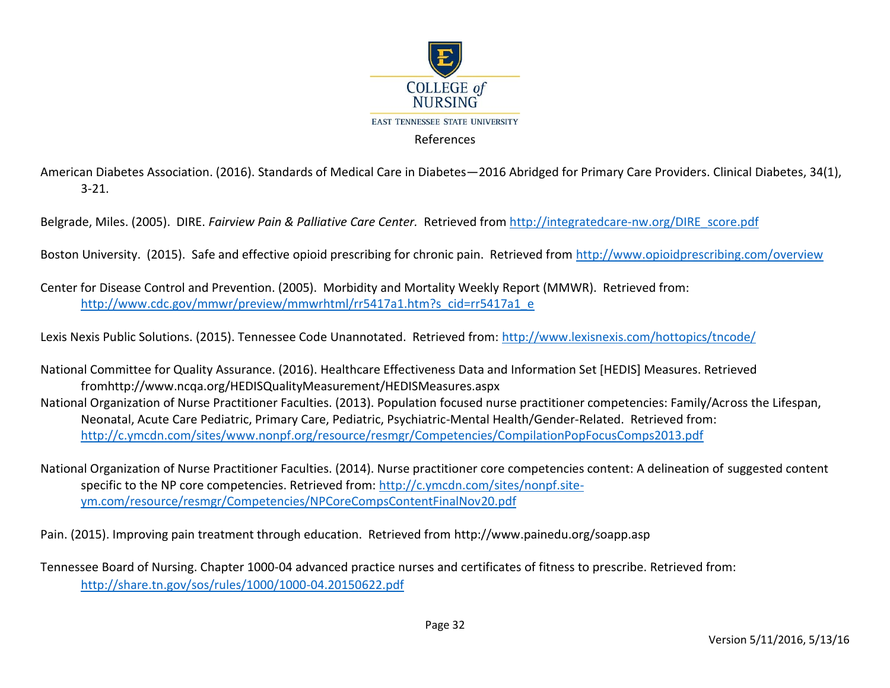# References

American Diabetes Association. (2016). Standards of Medical Care in Diabetes—2016 Abridged for Primary Care Providers. Clinical Diabetes, 34(1), 3-21.

Belgrade, Miles. (2005). DIRE. *Fairview Pain & Palliative Care Center.* Retrieved from http://integratedcare-nw.org/DIRE_score.pdf

Boston University. (2015). Safe and effective opioid prescribing for chronic pain. Retrieved from http://www.opioidprescribing.com/overview

Center for Disease Control and Prevention. (2005). Morbidity and Mortality Weekly Report (MMWR). Retrieved from: http://www.cdc.gov/mmwr/preview/mmwrhtml/rr5417a1.htm?s_cid=rr5417a1_e

Lexis Nexis Public Solutions. (2015). Tennessee Code Unannotated. Retrieved from: http://www.lexisnexis.com/hottopics/tncode/

National Committee for Quality Assurance. (2016). Healthcare Effectiveness Data and Information Set [HEDIS] Measures. Retrieved fromhttp://www.ncqa.org/HEDISQualityMeasurement/HEDISMeasures.aspx

National Organization of Nurse Practitioner Faculties. (2013). Population focused nurse practitioner competencies: Family/Across the Lifespan, Neonatal, Acute Care Pediatric, Primary Care, Pediatric, Psychiatric-Mental Health/Gender-Related. Retrieved from: http://c.ymcdn.com/sites/www.nonpf.org/resource/resmgr/Competencies/CompilationPopFocusComps2013.pdf

National Organization of Nurse Practitioner Faculties. (2014). Nurse practitioner core competencies content: A delineation of suggested content specific to the NP core competencies. Retrieved from: http://c.ymcdn.com/sites/nonpf.site-ym.com/resource/resmgr/Competencies/NPCoreCompsContentFinalNov20.pdf

Pain. (2015). Improving pain treatment through education. Retrieved from http://www.painedu.org/soapp.asp

Tennessee Board of Nursing. Chapter 1000-04 advanced practice nurses and certificates of fitness to prescribe. Retrieved from: http://share.tn.gov/sos/rules/1000/1000-04.20150622.pdf

Version 5/11/2016, 5/13/16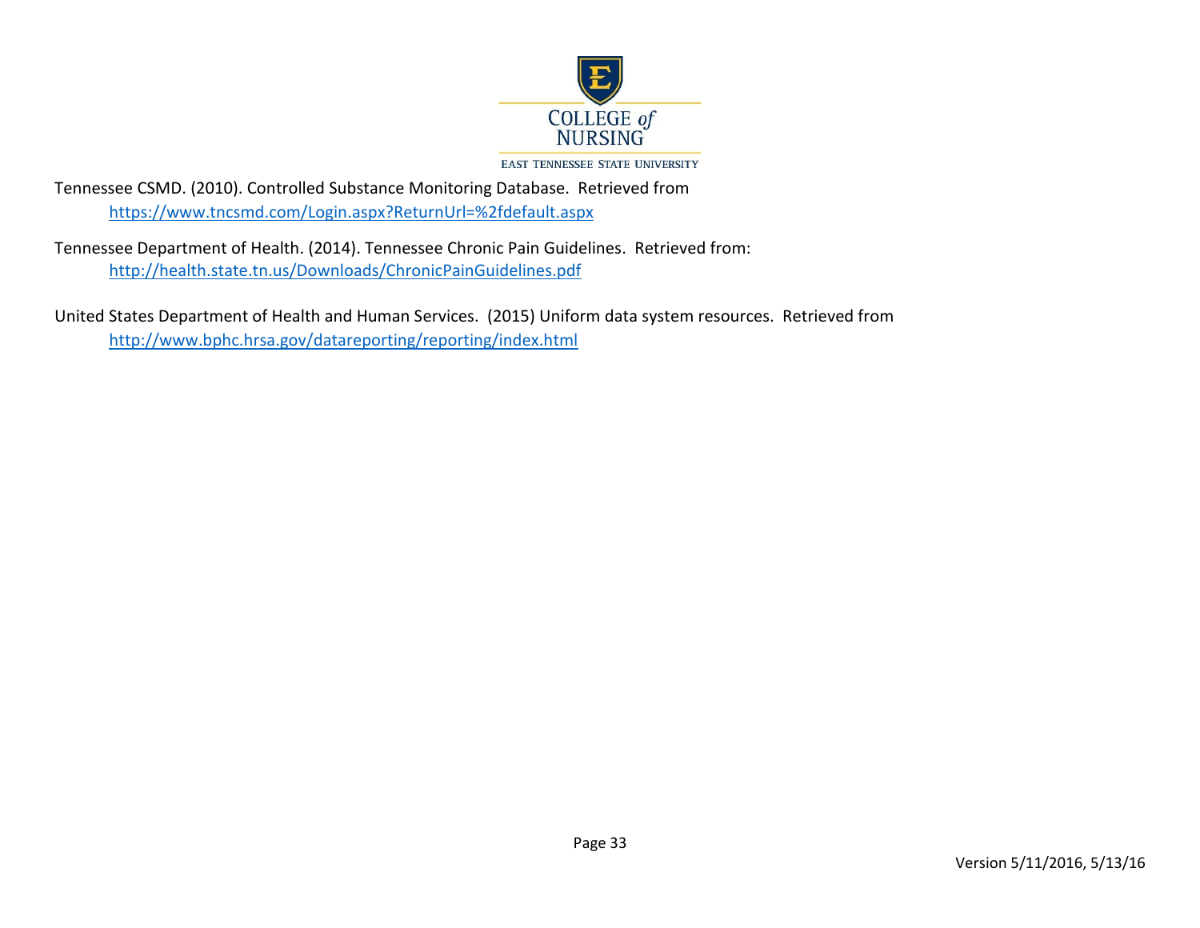Tennessee CSMD. (2010). Controlled Substance Monitoring Database. Retrieved from
https://www.tncsmd.com/Login.aspx?ReturnUrl=%2fdefault.aspx

Tennessee Department of Health. (2014). Tennessee Chronic Pain Guidelines. Retrieved from:
http://health.state.tn.us/Downloads/ChronicPainGuidelines.pdf

United States Department of Health and Human Services. (2015) Uniform data system resources. Retrieved from
http://www.bphc.hrsa.gov/datareporting/reporting/index.html

Version 5/11/2016, 5/13/16